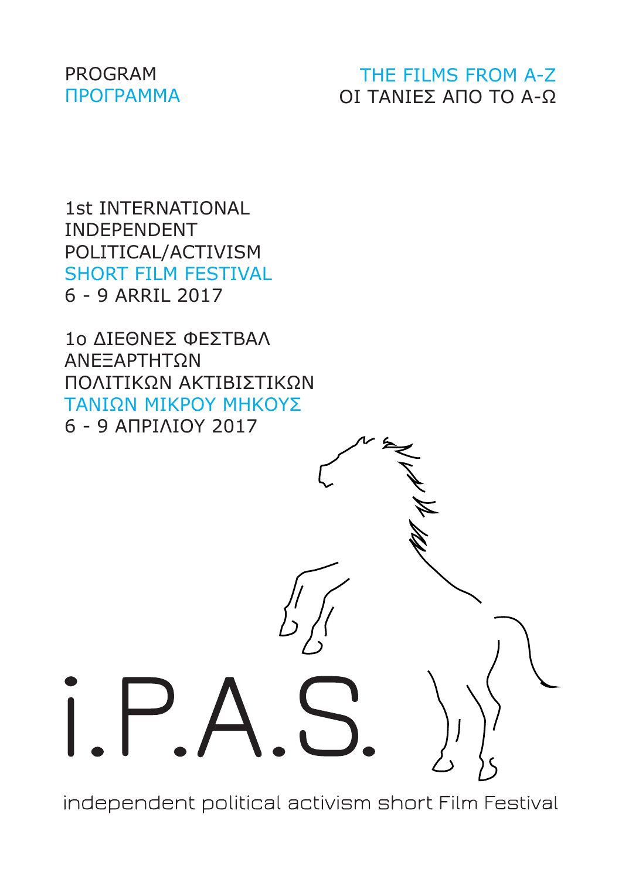PROGRAM
ΠΡΟΓΡΑΜΜΑ

THE FILMS FROM A-Z
ΟΙ ΤΑΝΙΕΣ ΑΠΟ ΤΟ Α-Ω

# 1st INTERNATIONAL INDEPENDENT POLITICAL/ACTIVISM SHORT FILM FESTIVAL

6 - 9 ARRIL 2017

# 1ο ΔΙΕΘΝΕΣ ΦΕΣΤΒΑΛ ΑΝΕΞΑΡΤΗΤΩΝ ΠΟΛΙΤΙΚΩΝ ΑΚΤΙΒΙΣΤΙΚΩΝ ΤΑΝΙΩΝ ΜΙΚΡΟΥ ΜΗΚΟΥΣ

6 - 9 ΑΠΡΙΛΙΟΥ 2017

i.P.A.S.

independent political activism short Film Festival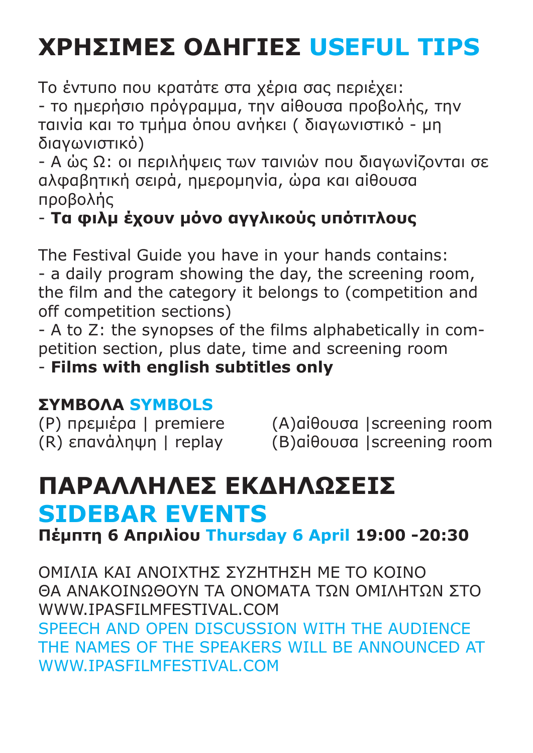# ΧΡΗΣΙΜΕΣ ΟΔΗΓΙΕΣ USEFUL TIPS

Το έντυπο που κρατάτε στα χέρια σας περιέχει:
- το ημερήσιο πρόγραμμα, την αίθουσα προβολής, την ταινία και το τμήμα όπου ανήκει ( διαγωνιστικό - μη διαγωνιστικό)
- Α ώς Ω: οι περιλήψεις των ταινιών που διαγωνίζονται σε αλφαβητική σειρά, ημερομηνία, ώρα και αίθουσα προβολής
- **Τα φιλμ έχουν μόνο αγγλικούς υπότιτλους**

The Festival Guide you have in your hands contains:
- a daily program showing the day, the screening room, the film and the category it belongs to (competition and off competition sections)
- A to Z: the synopses of the films alphabetically in competition section, plus date, time and screening room
- **Films with english subtitles only**

### ΣΥΜΒΟΛΑ SYMBOLS

(P) πρεμιέρα | premiere
(R) επανάληψη | replay
(A)αίθουσα |screening room
(B)αίθουσα |screening room

# ΠΑΡΑΛΛΗΛΕΣ ΕΚΔΗΛΩΣΕΙΣ SIDEBAR EVENTS

**Πέμπτη 6 Απριλίου Thursday 6 April 19:00 -20:30**

ΟΜΙΛΙΑ ΚΑΙ ΑΝΟΙΧΤΗΣ ΣΥΖΗΤΗΣΗ ΜΕ ΤΟ ΚΟΙΝΟ
ΘΑ ΑΝΑΚΟΙΝΩΘΟΥΝ ΤΑ ΟΝΟΜΑΤΑ ΤΩΝ ΟΜΙΛΗΤΩΝ ΣΤΟ WWW.IPASFILMFESTIVAL.COM

SPEECH AND OPEN DISCUSSION WITH THE AUDIENCE
THE NAMES OF THE SPEAKERS WILL BE ANNOUNCED AT WWW.IPASFILMFESTIVAL.COM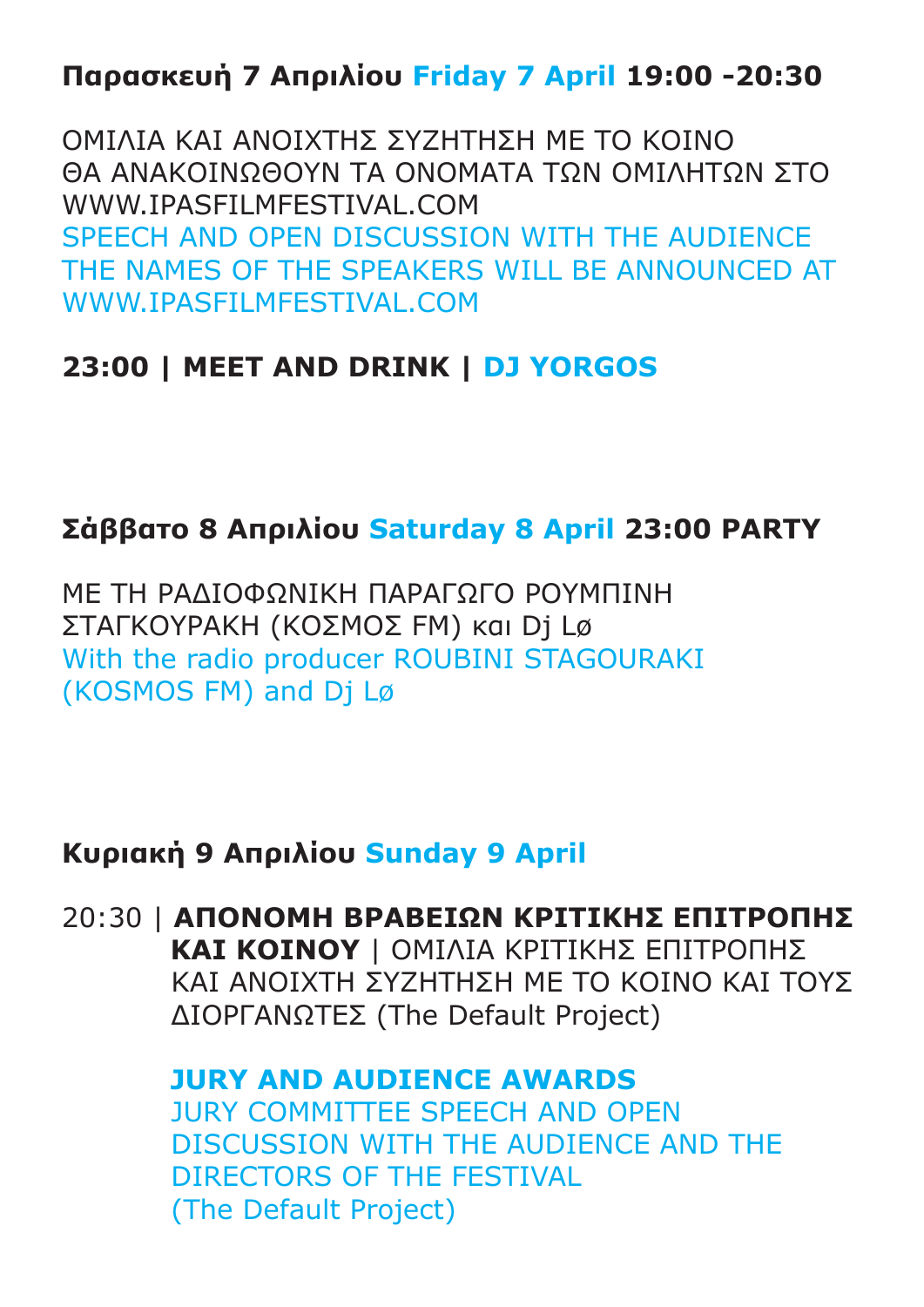**Παρασκευή 7 Απριλίου Friday 7 April 19:00 -20:30**

ΟΜΙΛΙΑ ΚΑΙ ΑΝΟΙΧΤΗΣ ΣΥΖΗΤΗΣΗ ΜΕ ΤΟ ΚΟΙΝΟ
ΘΑ ΑΝΑΚΟΙΝΩΘΟΥΝ ΤΑ ΟΝΟΜΑΤΑ ΤΩΝ ΟΜΙΛΗΤΩΝ ΣΤΟ
WWW.IPASFILMFESTIVAL.COM
SPEECH AND OPEN DISCUSSION WITH THE AUDIENCE
THE NAMES OF THE SPEAKERS WILL BE ANNOUNCED AT
WWW.IPASFILMFESTIVAL.COM

**23:00 | MEET AND DRINK | DJ YORGOS**

**Σάββατο 8 Απριλίου Saturday 8 April 23:00 PARTY**

ΜΕ ΤΗ ΡΑΔΙΟΦΩΝΙΚΗ ΠΑΡΑΓΩΓΟ ΡΟΥΜΠΙΝΗ
ΣΤΑΓΚΟΥΡΑΚΗ (ΚΟΣΜΟΣ FM) και Dj Lø
With the radio producer ROUBINI STAGOURAKI
(KOSMOS FM) and Dj Lø

**Κυριακή 9 Απριλίου Sunday 9 April**

20:30 | **ΑΠΟΝΟΜΗ ΒΡΑΒΕΙΩΝ ΚΡΙΤΙΚΗΣ ΕΠΙΤΡΟΠΗΣ ΚΑΙ ΚΟΙΝΟΥ** | ΟΜΙΛΙΑ ΚΡΙΤΙΚΗΣ ΕΠΙΤΡΟΠΗΣ ΚΑΙ ΑΝΟΙΧΤΗ ΣΥΖΗΤΗΣΗ ΜΕ ΤΟ ΚΟΙΝΟ ΚΑΙ ΤΟΥΣ ΔΙΟΡΓΑΝΩΤΕΣ (The Default Project)

**JURY AND AUDIENCE AWARDS**
JURY COMMITTEE SPEECH AND OPEN DISCUSSION WITH THE AUDIENCE AND THE DIRECTORS OF THE FESTIVAL
(The Default Project)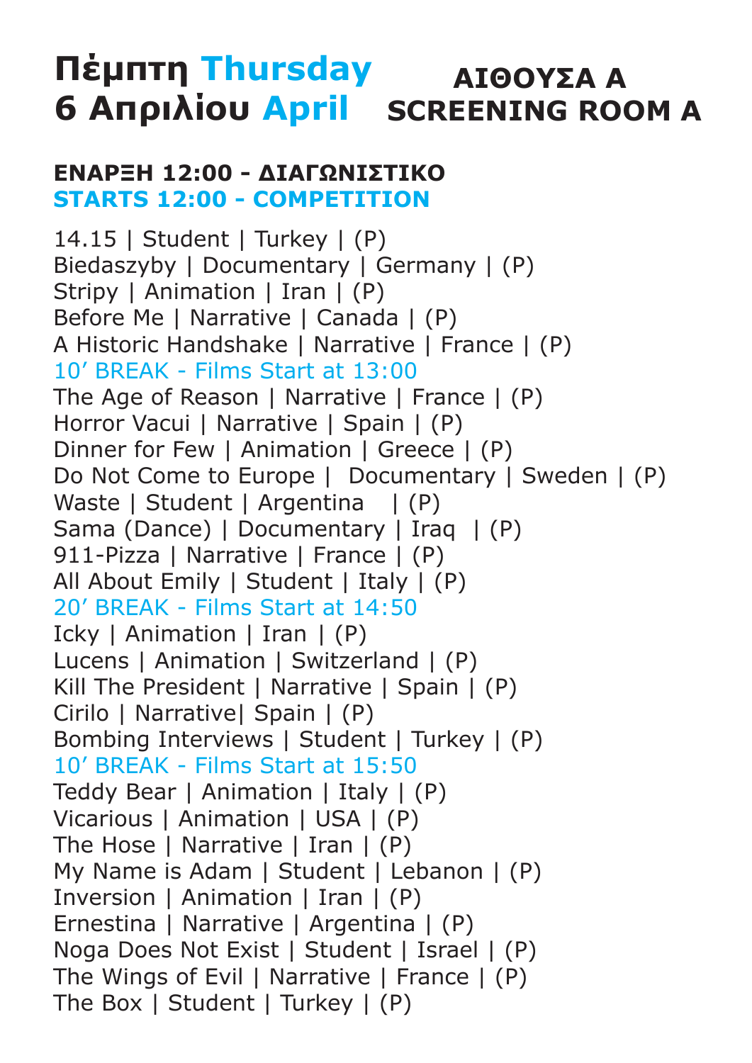# Πέμπτη Thursday 6 Απριλίου April

## ΑΙΘΟΥΣΑ Α SCREENING ROOM A

**ΕΝΑΡΞΗ 12:00 - ΔΙΑΓΩΝΙΣΤΙΚΟ**
**STARTS 12:00 - COMPETITION**

14.15 | Student | Turkey | (P)
Biedaszyby | Documentary | Germany | (P)
Stripy | Animation | Iran | (P)
Before Me | Narrative | Canada | (P)
A Historic Handshake | Narrative | France | (P)
10' BREAK - Films Start at 13:00
The Age of Reason | Narrative | France | (P)
Horror Vacui | Narrative | Spain | (P)
Dinner for Few | Animation | Greece | (P)
Do Not Come to Europe | Documentary | Sweden | (P)
Waste | Student | Argentina | (P)
Sama (Dance) | Documentary | Iraq | (P)
911-Pizza | Narrative | France | (P)
All About Emily | Student | Italy | (P)
20' BREAK - Films Start at 14:50
Icky | Animation | Iran | (P)
Lucens | Animation | Switzerland | (P)
Kill The President | Narrative | Spain | (P)
Cirilo | Narrative| Spain | (P)
Bombing Interviews | Student | Turkey | (P)
10' BREAK - Films Start at 15:50
Teddy Bear | Animation | Italy | (P)
Vicarious | Animation | USA | (P)
The Hose | Narrative | Iran | (P)
My Name is Adam | Student | Lebanon | (P)
Inversion | Animation | Iran | (P)
Ernestina | Narrative | Argentina | (P)
Noga Does Not Exist | Student | Israel | (P)
The Wings of Evil | Narrative | France | (P)
The Box | Student | Turkey | (P)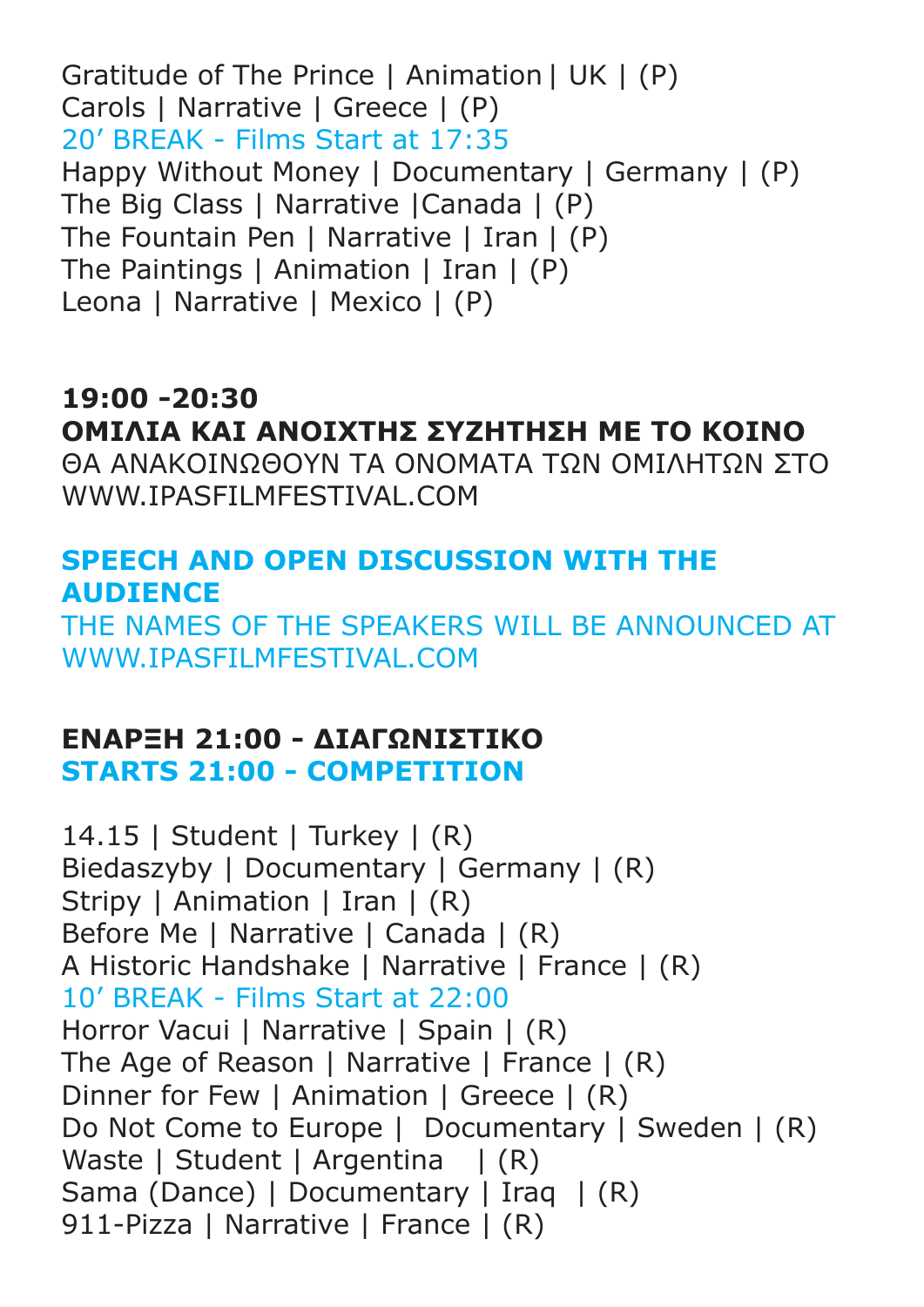Gratitude of The Prince | Animation | UK | (P)
Carols | Narrative | Greece | (P)
20’ BREAK - Films Start at 17:35
Happy Without Money | Documentary | Germany | (P)
The Big Class | Narrative |Canada | (P)
The Fountain Pen | Narrative | Iran | (P)
The Paintings | Animation | Iran | (P)
Leona | Narrative | Mexico | (P)

**19:00 -20:30**
**ΟΜΙΛΙΑ ΚΑΙ ΑΝΟΙΧΤΗΣ ΣΥΖΗΤΗΣΗ ΜΕ ΤΟ ΚΟΙΝΟ**
ΘΑ ΑΝΑΚΟΙΝΩΘΟΥΝ ΤΑ ΟΝΟΜΑΤΑ ΤΩΝ ΟΜΙΛΗΤΩΝ ΣΤΟ WWW.IPASFILMFESTIVAL.COM

**SPEECH AND OPEN DISCUSSION WITH THE AUDIENCE**
THE NAMES OF THE SPEAKERS WILL BE ANNOUNCED AT WWW.IPASFILMFESTIVAL.COM

**ΕΝΑΡΞΗ 21:00 - ΔΙΑΓΩΝΙΣΤΙΚΟ**
**STARTS 21:00 - COMPETITION**

14.15 | Student | Turkey | (R)
Biedaszyby | Documentary | Germany | (R)
Stripy | Animation | Iran | (R)
Before Me | Narrative | Canada | (R)
A Historic Handshake | Narrative | France | (R)
10’ BREAK - Films Start at 22:00
Horror Vacui | Narrative | Spain | (R)
The Age of Reason | Narrative | France | (R)
Dinner for Few | Animation | Greece | (R)
Do Not Come to Europe | Documentary | Sweden | (R)
Waste | Student | Argentina | (R)
Sama (Dance) | Documentary | Iraq | (R)
911-Pizza | Narrative | France | (R)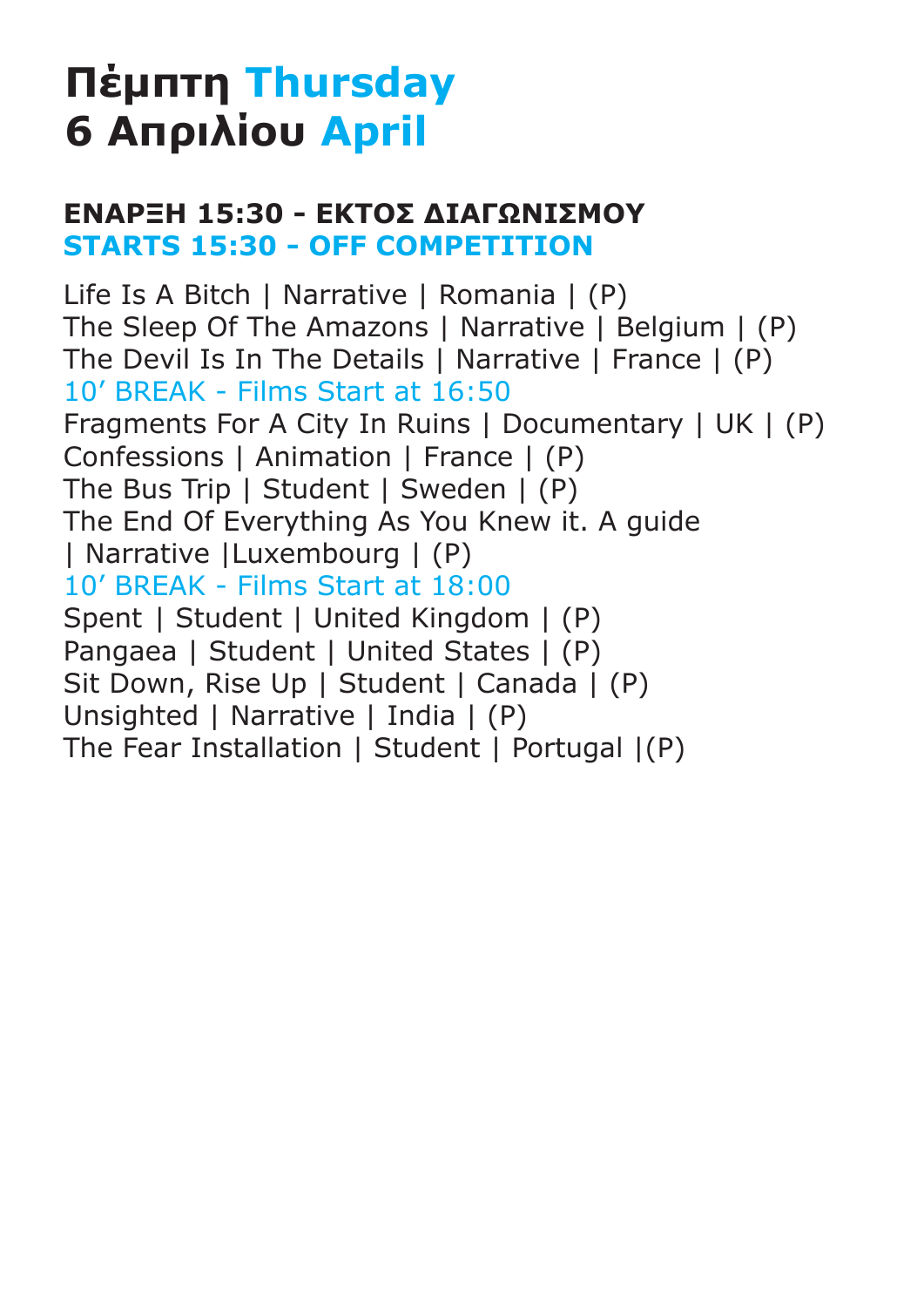# Πέμπτη Thursday
# 6 Απριλίου April

### ΕΝΑΡΞΗ 15:30 - ΕΚΤΟΣ ΔΙΑΓΩΝΙΣΜΟΥ
### STARTS 15:30 - OFF COMPETITION

Life Is A Bitch | Narrative | Romania | (P)
The Sleep Of The Amazons | Narrative | Belgium | (P)
The Devil Is In The Details | Narrative | France | (P)
10' BREAK - Films Start at 16:50
Fragments For A City In Ruins | Documentary | UK | (P)
Confessions | Animation | France | (P)
The Bus Trip | Student | Sweden | (P)
The End Of Everything As You Knew it. A guide | Narrative |Luxembourg | (P)
10' BREAK - Films Start at 18:00
Spent | Student | United Kingdom | (P)
Pangaea | Student | United States | (P)
Sit Down, Rise Up | Student | Canada | (P)
Unsighted | Narrative | India | (P)
The Fear Installation | Student | Portugal |(P)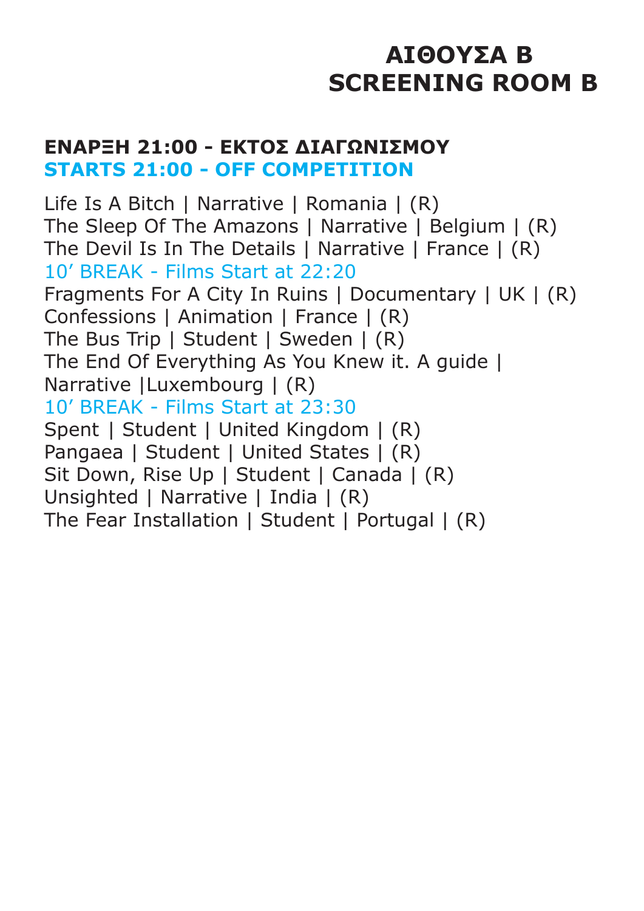# ΑΙΘΟΥΣΑ Β
# SCREENING ROOM B

## ΕΝΑΡΞΗ 21:00 - ΕΚΤΟΣ ΔΙΑΓΩΝΙΣΜΟΥ
## STARTS 21:00 - OFF COMPETITION

Life Is A Bitch | Narrative | Romania | (R)
The Sleep Of The Amazons | Narrative | Belgium | (R)
The Devil Is In The Details | Narrative | France | (R)
10' BREAK - Films Start at 22:20
Fragments For A City In Ruins | Documentary | UK | (R)
Confessions | Animation | France | (R)
The Bus Trip | Student | Sweden | (R)
The End Of Everything As You Knew it. A guide | Narrative |Luxembourg | (R)
10' BREAK - Films Start at 23:30
Spent | Student | United Kingdom | (R)
Pangaea | Student | United States | (R)
Sit Down, Rise Up | Student | Canada | (R)
Unsighted | Narrative | India | (R)
The Fear Installation | Student | Portugal | (R)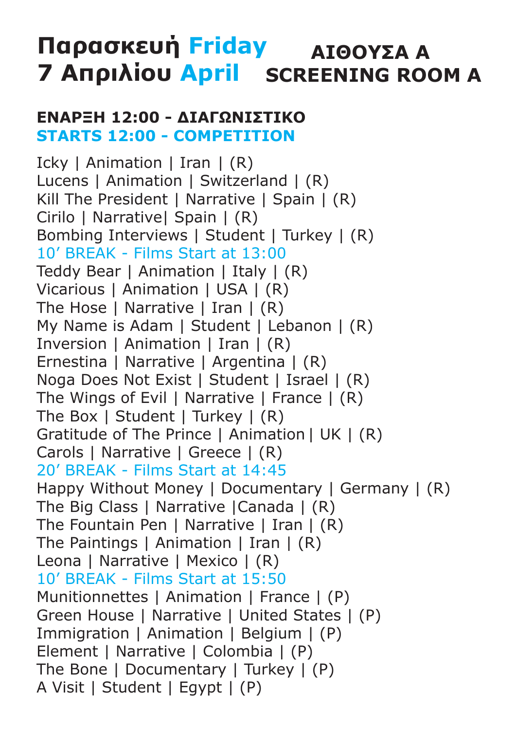# Παρασκευή Friday 7 Απριλίου April

## ΑΙΘΟΥΣΑ Α SCREENING ROOM A

**ΕΝΑΡΞΗ 12:00 - ΔΙΑΓΩΝΙΣΤΙΚΟ**
**STARTS 12:00 - COMPETITION**

Icky | Animation | Iran | (R)
Lucens | Animation | Switzerland | (R)
Kill The President | Narrative | Spain | (R)
Cirilo | Narrative| Spain | (R)
Bombing Interviews | Student | Turkey | (R)
10' BREAK - Films Start at 13:00
Teddy Bear | Animation | Italy | (R)
Vicarious | Animation | USA | (R)
The Hose | Narrative | Iran | (R)
My Name is Adam | Student | Lebanon | (R)
Inversion | Animation | Iran | (R)
Ernestina | Narrative | Argentina | (R)
Noga Does Not Exist | Student | Israel | (R)
The Wings of Evil | Narrative | France | (R)
The Box | Student | Turkey | (R)
Gratitude of The Prince | Animation| UK | (R)
Carols | Narrative | Greece | (R)
20' BREAK - Films Start at 14:45
Happy Without Money | Documentary | Germany | (R)
The Big Class | Narrative |Canada | (R)
The Fountain Pen | Narrative | Iran | (R)
The Paintings | Animation | Iran | (R)
Leona | Narrative | Mexico | (R)
10' BREAK - Films Start at 15:50
Munitionnettes | Animation | France | (P)
Green House | Narrative | United States | (P)
Immigration | Animation | Belgium | (P)
Element | Narrative | Colombia | (P)
The Bone | Documentary | Turkey | (P)
A Visit | Student | Egypt | (P)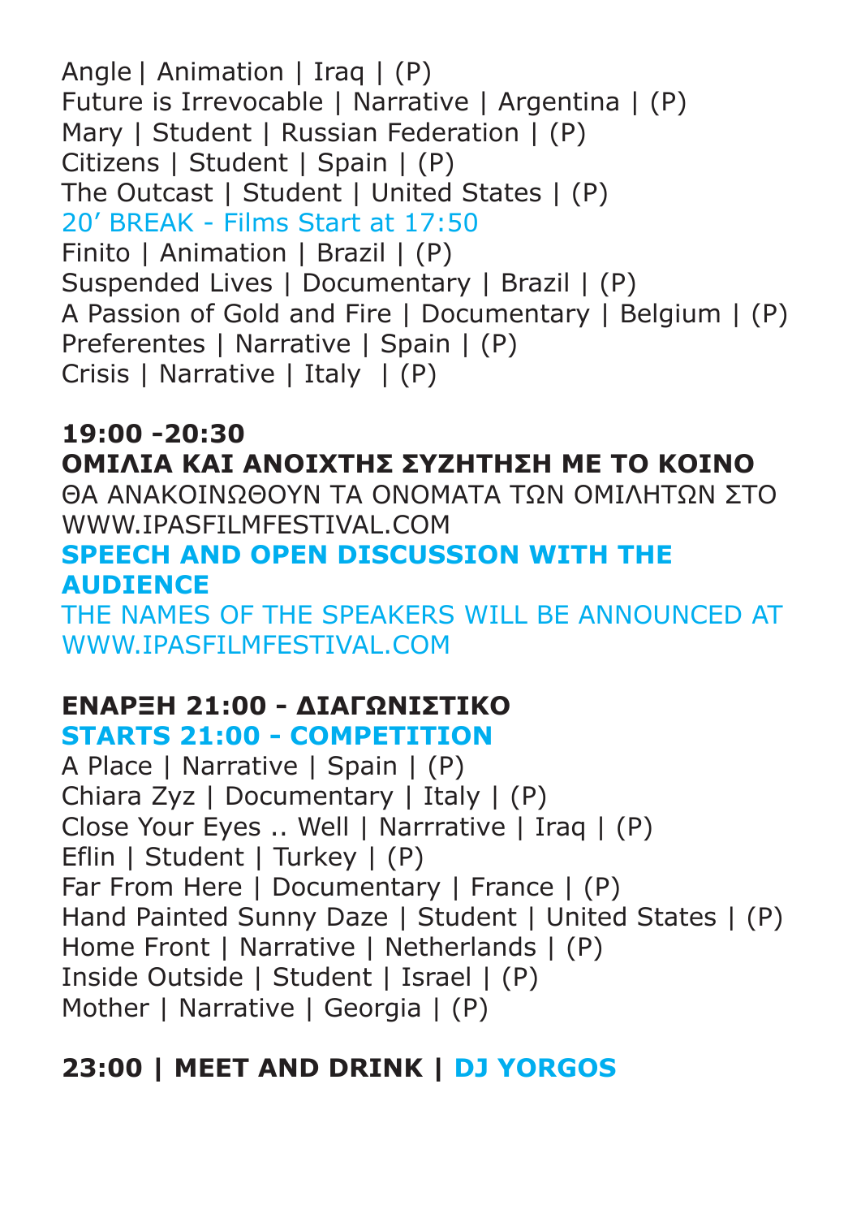Angle | Animation | Iraq | (P)
Future is Irrevocable | Narrative | Argentina | (P)
Mary | Student | Russian Federation | (P)
Citizens | Student | Spain | (P)
The Outcast | Student | United States | (P)
20’ BREAK - Films Start at 17:50
Finito | Animation | Brazil | (P)
Suspended Lives | Documentary | Brazil | (P)
A Passion of Gold and Fire | Documentary | Belgium | (P)
Preferentes | Narrative | Spain | (P)
Crisis | Narrative | Italy | (P)

**19:00 -20:30**
**ΟΜΙΛΙΑ ΚΑΙ ΑΝΟΙΧΤΗΣ ΣΥΖΗΤΗΣΗ ΜΕ ΤΟ ΚΟΙΝΟ**
ΘΑ ΑΝΑΚΟΙΝΩΘΟΥΝ ΤΑ ΟΝΟΜΑΤΑ ΤΩΝ ΟΜΙΛΗΤΩΝ ΣΤΟ WWW.IPASFILMFESTIVAL.COM
**SPEECH AND OPEN DISCUSSION WITH THE AUDIENCE**
THE NAMES OF THE SPEAKERS WILL BE ANNOUNCED AT WWW.IPASFILMFESTIVAL.COM

**ΕΝΑΡΞΗ 21:00 - ΔΙΑΓΩΝΙΣΤΙΚΟ**
**STARTS 21:00 - COMPETITION**
A Place | Narrative | Spain | (P)
Chiara Zyz | Documentary | Italy | (P)
Close Your Eyes .. Well | Narrrative | Iraq | (P)
Eflin | Student | Turkey | (P)
Far From Here | Documentary | France | (P)
Hand Painted Sunny Daze | Student | United States | (P)
Home Front | Narrative | Netherlands | (P)
Inside Outside | Student | Israel | (P)
Mother | Narrative | Georgia | (P)

**23:00 | MEET AND DRINK | DJ YORGOS**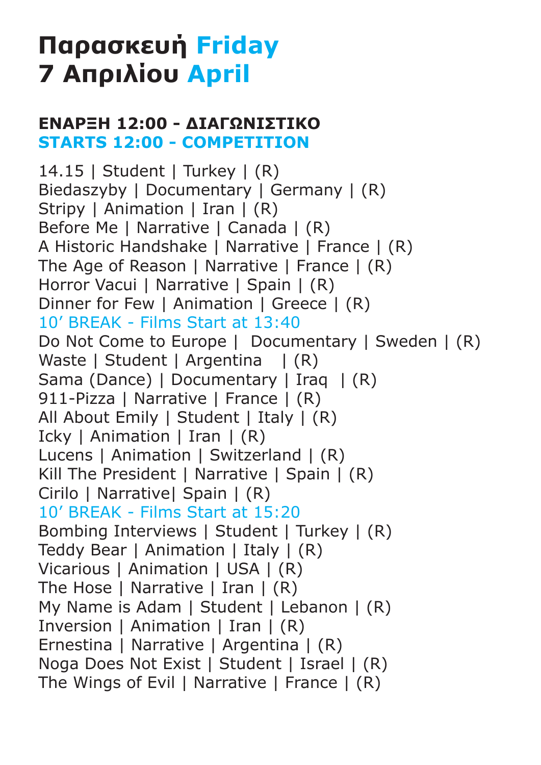# Παρασκευή Friday
# 7 Απριλίου April

**ΕΝΑΡΞΗ 12:00 - ΔΙΑΓΩΝΙΣΤΙΚΟ**
**STARTS 12:00 - COMPETITION**

14.15 | Student | Turkey | (R)
Biedaszyby | Documentary | Germany | (R)
Stripy | Animation | Iran | (R)
Before Me | Narrative | Canada | (R)
A Historic Handshake | Narrative | France | (R)
The Age of Reason | Narrative | France | (R)
Horror Vacui | Narrative | Spain | (R)
Dinner for Few | Animation | Greece | (R)
10’ BREAK - Films Start at 13:40
Do Not Come to Europe | Documentary | Sweden | (R)
Waste | Student | Argentina | (R)
Sama (Dance) | Documentary | Iraq | (R)
911-Pizza | Narrative | France | (R)
All About Emily | Student | Italy | (R)
Icky | Animation | Iran | (R)
Lucens | Animation | Switzerland | (R)
Kill The President | Narrative | Spain | (R)
Cirilo | Narrative| Spain | (R)
10’ BREAK - Films Start at 15:20
Bombing Interviews | Student | Turkey | (R)
Teddy Bear | Animation | Italy | (R)
Vicarious | Animation | USA | (R)
The Hose | Narrative | Iran | (R)
My Name is Adam | Student | Lebanon | (R)
Inversion | Animation | Iran | (R)
Ernestina | Narrative | Argentina | (R)
Noga Does Not Exist | Student | Israel | (R)
The Wings of Evil | Narrative | France | (R)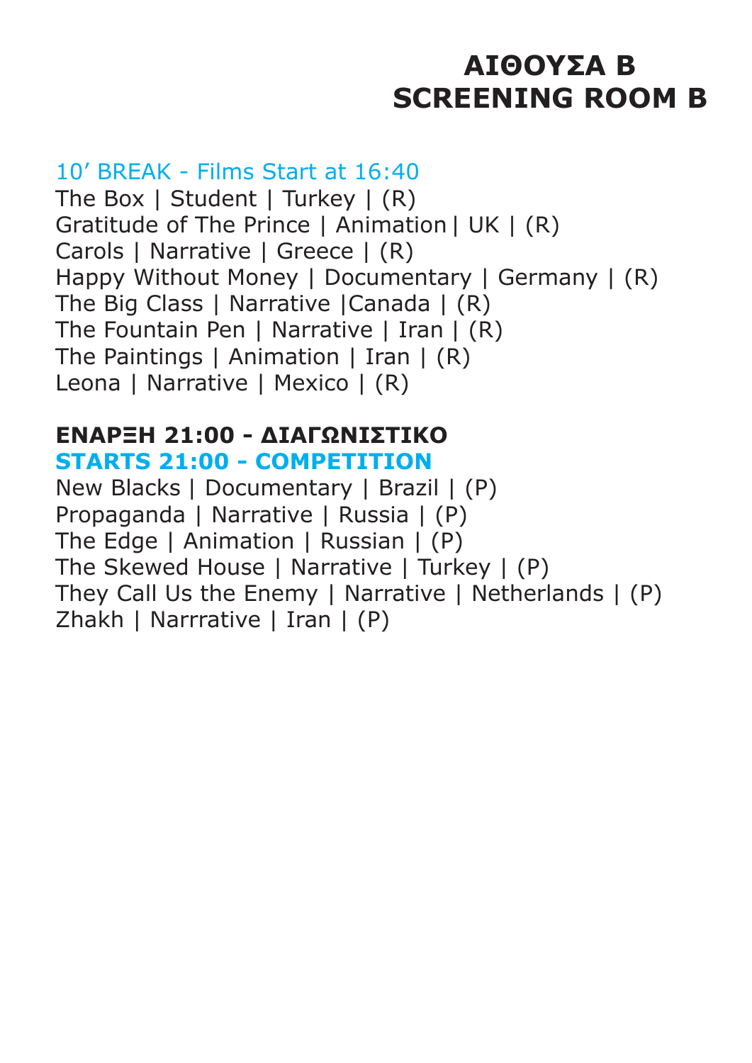# ΑΙΘΟΥΣΑ Β
# SCREENING ROOM B

10’ BREAK - Films Start at 16:40

The Box | Student | Turkey | (R)
Gratitude of The Prince | Animation| UK | (R)
Carols | Narrative | Greece | (R)
Happy Without Money | Documentary | Germany | (R)
The Big Class | Narrative |Canada | (R)
The Fountain Pen | Narrative | Iran | (R)
The Paintings | Animation | Iran | (R)
Leona | Narrative | Mexico | (R)

**ΕΝΑΡΞΗ 21:00 - ΔΙΑΓΩΝΙΣΤΙΚΟ**
**STARTS 21:00 - COMPETITION**

New Blacks | Documentary | Brazil | (P)
Propaganda | Narrative | Russia | (P)
The Edge | Animation | Russian | (P)
The Skewed House | Narrative | Turkey | (P)
They Call Us the Enemy | Narrative | Netherlands | (P)
Zhakh | Narrrative | Iran | (P)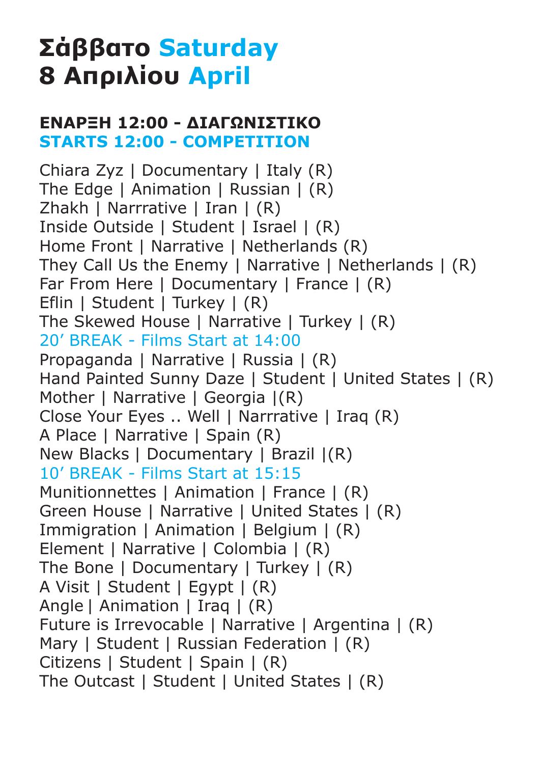# Σάββατο Saturday
# 8 Απριλίου April

**ΕΝΑΡΞΗ 12:00 - ΔΙΑΓΩΝΙΣΤΙΚΟ**
**STARTS 12:00 - COMPETITION**

Chiara Zyz | Documentary | Italy (R)
The Edge | Animation | Russian | (R)
Zhakh | Narrrative | Iran | (R)
Inside Outside | Student | Israel | (R)
Home Front | Narrative | Netherlands (R)
They Call Us the Enemy | Narrative | Netherlands | (R)
Far From Here | Documentary | France | (R)
Eflin | Student | Turkey | (R)
The Skewed House | Narrative | Turkey | (R)
20' BREAK - Films Start at 14:00
Propaganda | Narrative | Russia | (R)
Hand Painted Sunny Daze | Student | United States | (R)
Mother | Narrative | Georgia |(R)
Close Your Eyes .. Well | Narrrative | Iraq (R)
A Place | Narrative | Spain (R)
New Blacks | Documentary | Brazil |(R)
10' BREAK - Films Start at 15:15
Munitionnettes | Animation | France | (R)
Green House | Narrative | United States | (R)
Immigration | Animation | Belgium | (R)
Element | Narrative | Colombia | (R)
The Bone | Documentary | Turkey | (R)
A Visit | Student | Egypt | (R)
Angle | Animation | Iraq | (R)
Future is Irrevocable | Narrative | Argentina | (R)
Mary | Student | Russian Federation | (R)
Citizens | Student | Spain | (R)
The Outcast | Student | United States | (R)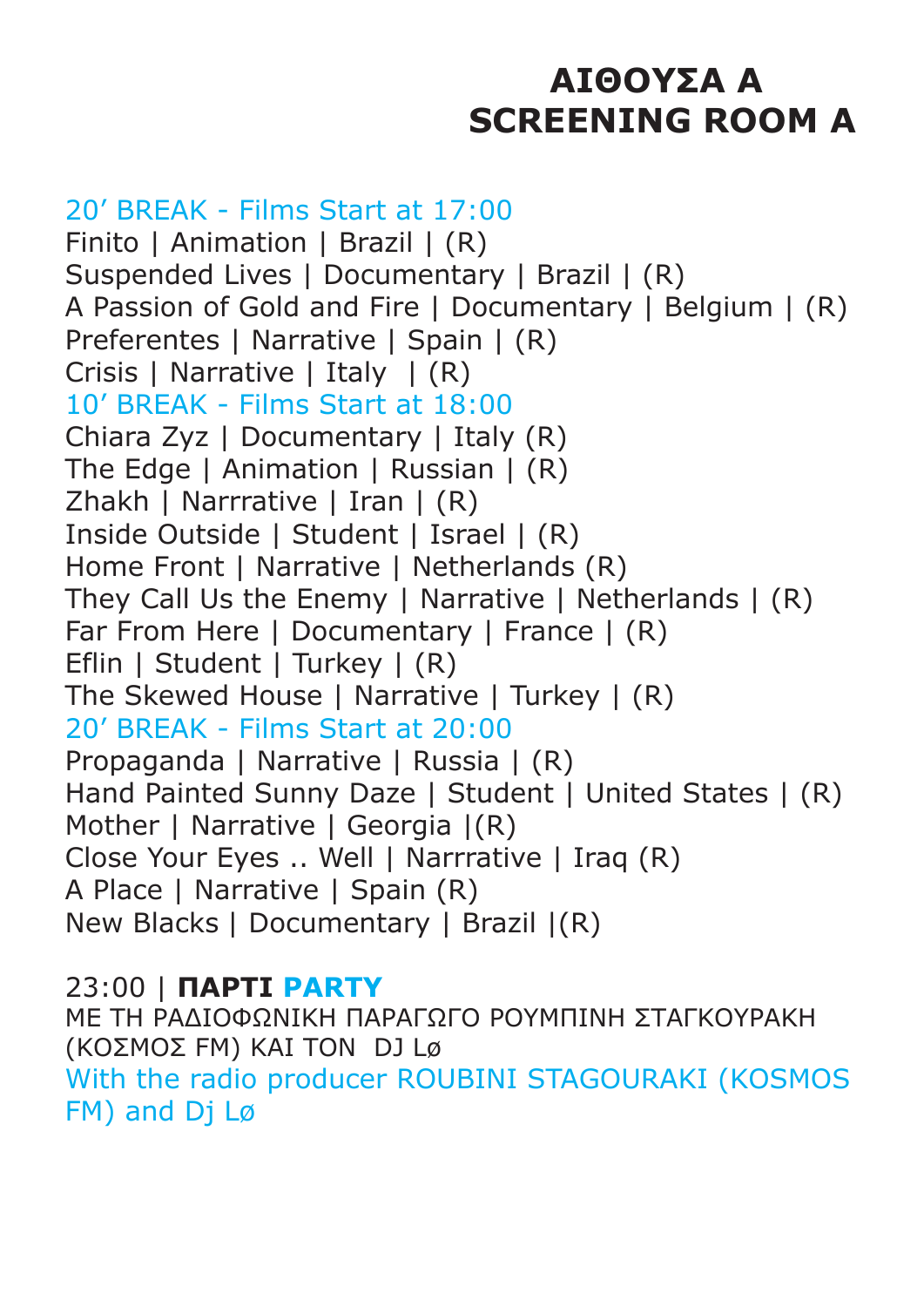# ΑΙΘΟΥΣΑ Α
# SCREENING ROOM A

20’ BREAK - Films Start at 17:00
Finito | Animation | Brazil | (R)
Suspended Lives | Documentary | Brazil | (R)
A Passion of Gold and Fire | Documentary | Belgium | (R)
Preferentes | Narrative | Spain | (R)
Crisis | Narrative | Italy  | (R)
10’ BREAK - Films Start at 18:00
Chiara Zyz | Documentary | Italy (R)
The Edge | Animation | Russian | (R)
Zhakh | Narrrative | Iran | (R)
Inside Outside | Student | Israel | (R)
Home Front | Narrative | Netherlands (R)
They Call Us the Enemy | Narrative | Netherlands | (R)
Far From Here | Documentary | France | (R)
Eflin | Student | Turkey | (R)
The Skewed House | Narrative | Turkey | (R)
20’ BREAK - Films Start at 20:00
Propaganda | Narrative | Russia | (R)
Hand Painted Sunny Daze | Student | United States | (R)
Mother | Narrative | Georgia |(R)
Close Your Eyes .. Well | Narrrative | Iraq (R)
A Place | Narrative | Spain (R)
New Blacks | Documentary | Brazil |(R)

23:00 | **ΠΑΡΤΙ PARTY**
ΜΕ ΤΗ ΡΑΔΙΟΦΩΝΙΚΗ ΠΑΡΑΓΩΓΟ ΡΟΥΜΠΙΝΗ ΣΤΑΓΚΟΥΡΑΚΗ (ΚΟΣΜΟΣ FM) ΚΑΙ ΤΟΝ DJ Lø
With the radio producer ROUBINI STAGOURAKI (KOSMOS FM) and Dj Lø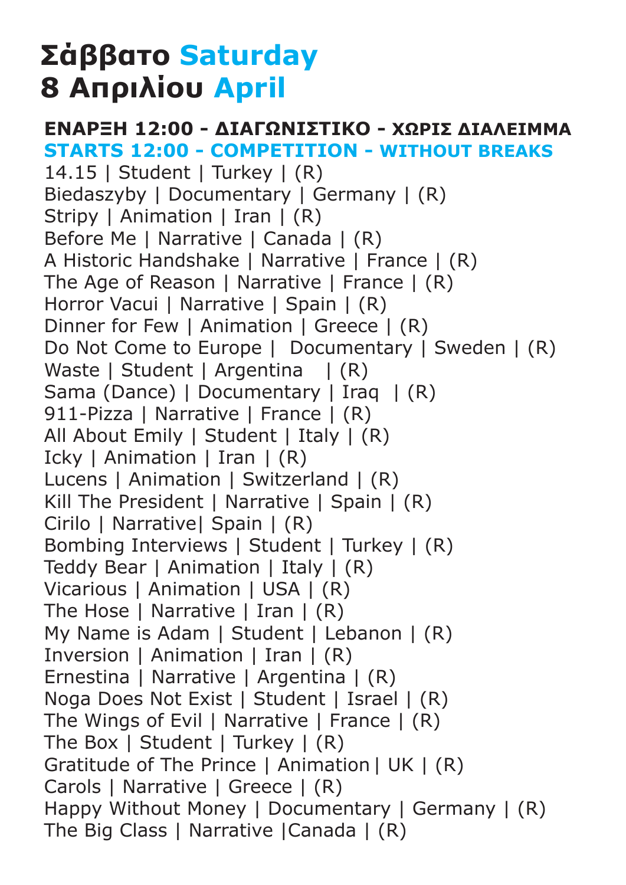# Σάββατο Saturday
# 8 Απριλίου April

**ΕΝΑΡΞΗ 12:00 - ΔΙΑΓΩΝΙΣΤΙΚΟ - ΧΩΡΙΣ ΔΙΑΛΕΙΜΜΑ**
**STARTS 12:00 - COMPETITION - WITHOUT BREAKS**

14.15 | Student | Turkey | (R)
Biedaszyby | Documentary | Germany | (R)
Stripy | Animation | Iran | (R)
Before Me | Narrative | Canada | (R)
A Historic Handshake | Narrative | France | (R)
The Age of Reason | Narrative | France | (R)
Horror Vacui | Narrative | Spain | (R)
Dinner for Few | Animation | Greece | (R)
Do Not Come to Europe | Documentary | Sweden | (R)
Waste | Student | Argentina | (R)
Sama (Dance) | Documentary | Iraq | (R)
911-Pizza | Narrative | France | (R)
All About Emily | Student | Italy | (R)
Icky | Animation | Iran | (R)
Lucens | Animation | Switzerland | (R)
Kill The President | Narrative | Spain | (R)
Cirilo | Narrative| Spain | (R)
Bombing Interviews | Student | Turkey | (R)
Teddy Bear | Animation | Italy | (R)
Vicarious | Animation | USA | (R)
The Hose | Narrative | Iran | (R)
My Name is Adam | Student | Lebanon | (R)
Inversion | Animation | Iran | (R)
Ernestina | Narrative | Argentina | (R)
Noga Does Not Exist | Student | Israel | (R)
The Wings of Evil | Narrative | France | (R)
The Box | Student | Turkey | (R)
Gratitude of The Prince | Animation| UK | (R)
Carols | Narrative | Greece | (R)
Happy Without Money | Documentary | Germany | (R)
The Big Class | Narrative |Canada | (R)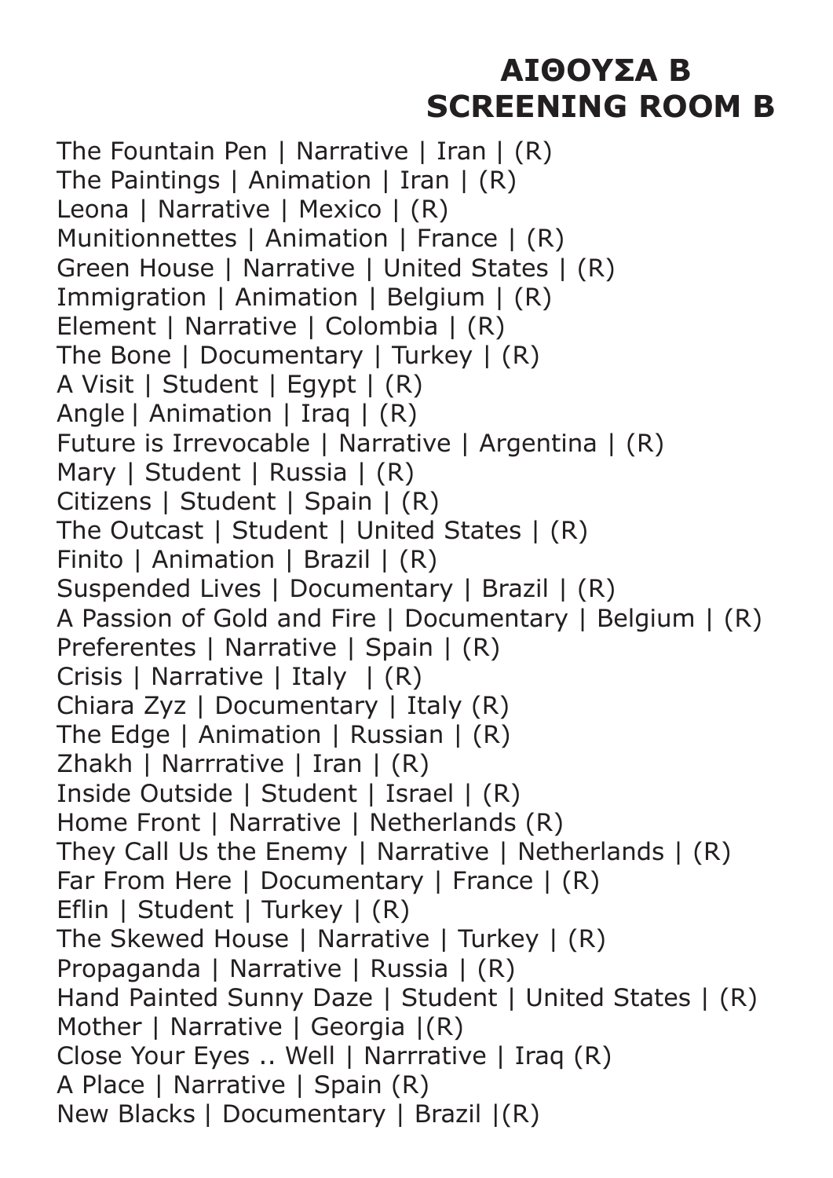# ΑΙΘΟΥΣΑ Β
# SCREENING ROOM B

The Fountain Pen | Narrative | Iran | (R)
The Paintings | Animation | Iran | (R)
Leona | Narrative | Mexico | (R)
Munitionnettes | Animation | France | (R)
Green House | Narrative | United States | (R)
Immigration | Animation | Belgium | (R)
Element | Narrative | Colombia | (R)
The Bone | Documentary | Turkey | (R)
A Visit | Student | Egypt | (R)
Angle | Animation | Iraq | (R)
Future is Irrevocable | Narrative | Argentina | (R)
Mary | Student | Russia | (R)
Citizens | Student | Spain | (R)
The Outcast | Student | United States | (R)
Finito | Animation | Brazil | (R)
Suspended Lives | Documentary | Brazil | (R)
A Passion of Gold and Fire | Documentary | Belgium | (R)
Preferentes | Narrative | Spain | (R)
Crisis | Narrative | Italy | (R)
Chiara Zyz | Documentary | Italy (R)
The Edge | Animation | Russian | (R)
Zhakh | Narrrative | Iran | (R)
Inside Outside | Student | Israel | (R)
Home Front | Narrative | Netherlands (R)
They Call Us the Enemy | Narrative | Netherlands | (R)
Far From Here | Documentary | France | (R)
Eflin | Student | Turkey | (R)
The Skewed House | Narrative | Turkey | (R)
Propaganda | Narrative | Russia | (R)
Hand Painted Sunny Daze | Student | United States | (R)
Mother | Narrative | Georgia |(R)
Close Your Eyes .. Well | Narrrative | Iraq (R)
A Place | Narrative | Spain (R)
New Blacks | Documentary | Brazil |(R)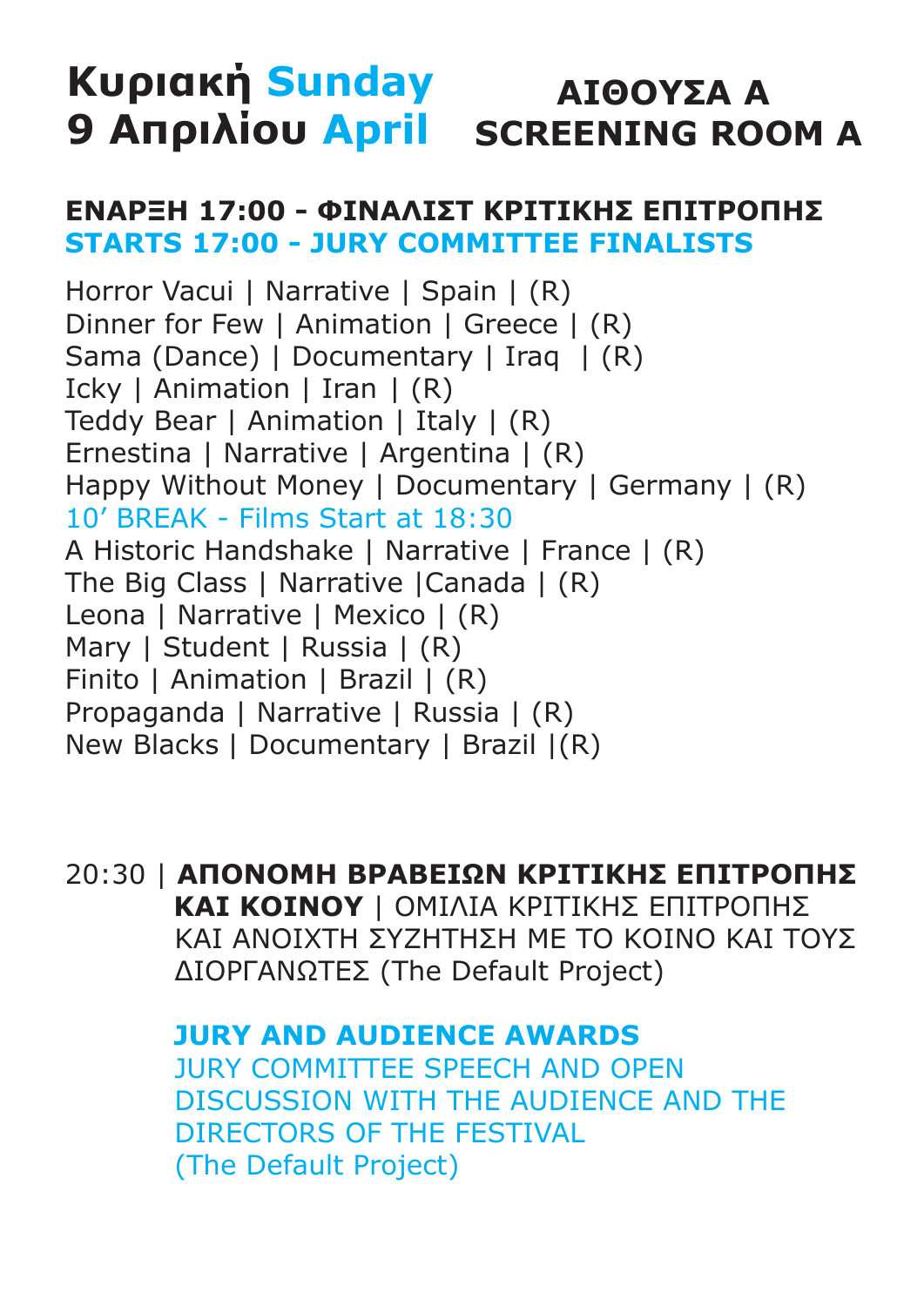# Κυριακή Sunday 9 Απριλίου April

## ΑΙΘΟΥΣΑ Α SCREENING ROOM A

**ΕΝΑΡΞΗ 17:00 - ΦΙΝΑΛΙΣΤ ΚΡΙΤΙΚΗΣ ΕΠΙΤΡΟΠΗΣ**
**STARTS 17:00 - JURY COMMITTEE FINALISTS**

Horror Vacui | Narrative | Spain | (R)
Dinner for Few | Animation | Greece | (R)
Sama (Dance) | Documentary | Iraq | (R)
Icky | Animation | Iran | (R)
Teddy Bear | Animation | Italy | (R)
Ernestina | Narrative | Argentina | (R)
Happy Without Money | Documentary | Germany | (R)
10' BREAK - Films Start at 18:30
A Historic Handshake | Narrative | France | (R)
The Big Class | Narrative |Canada | (R)
Leona | Narrative | Mexico | (R)
Mary | Student | Russia | (R)
Finito | Animation | Brazil | (R)
Propaganda | Narrative | Russia | (R)
New Blacks | Documentary | Brazil |(R)

20:30 | **ΑΠΟΝΟΜΗ ΒΡΑΒΕΙΩΝ ΚΡΙΤΙΚΗΣ ΕΠΙΤΡΟΠΗΣ ΚΑΙ ΚΟΙΝΟΥ** | ΟΜΙΛΙΑ ΚΡΙΤΙΚΗΣ ΕΠΙΤΡΟΠΗΣ ΚΑΙ ΑΝΟΙΧΤΗ ΣΥΖΗΤΗΣΗ ΜΕ ΤΟ ΚΟΙΝΟ ΚΑΙ ΤΟΥΣ ΔΙΟΡΓΑΝΩΤΕΣ (The Default Project)

**JURY AND AUDIENCE AWARDS**
JURY COMMITTEE SPEECH AND OPEN DISCUSSION WITH THE AUDIENCE AND THE DIRECTORS OF THE FESTIVAL (The Default Project)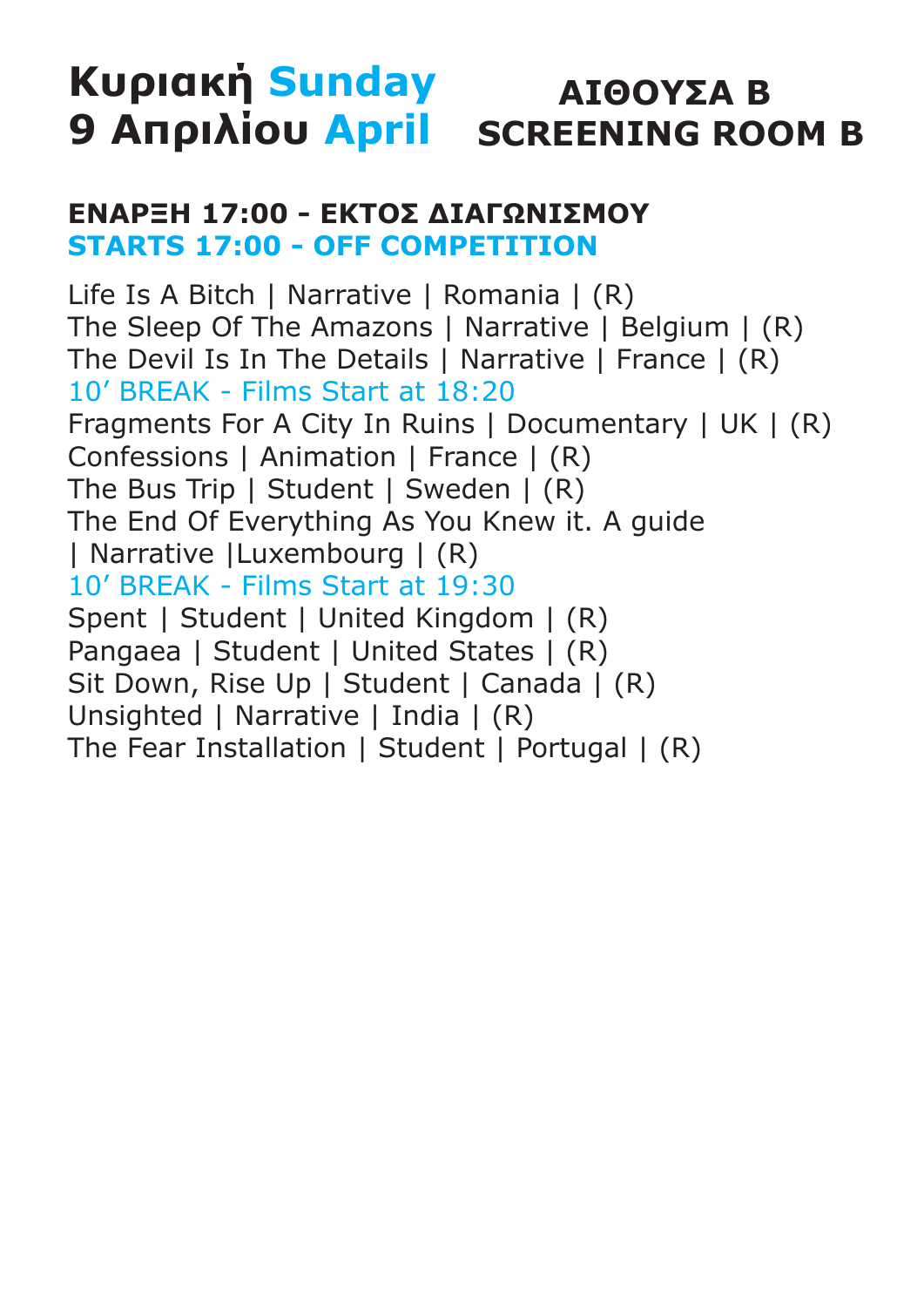# Κυριακή Sunday 9 Απριλίου April

## ΑΙΘΟΥΣΑ Β SCREENING ROOM B

**ΕΝΑΡΞΗ 17:00 - ΕΚΤΟΣ ΔΙΑΓΩΝΙΣΜΟΥ**
**STARTS 17:00 - OFF COMPETITION**

Life Is A Bitch | Narrative | Romania | (R)
The Sleep Of The Amazons | Narrative | Belgium | (R)
The Devil Is In The Details | Narrative | France | (R)
10' BREAK - Films Start at 18:20
Fragments For A City In Ruins | Documentary | UK | (R)
Confessions | Animation | France | (R)
The Bus Trip | Student | Sweden | (R)
The End Of Everything As You Knew it. A guide | Narrative |Luxembourg | (R)
10' BREAK - Films Start at 19:30
Spent | Student | United Kingdom | (R)
Pangaea | Student | United States | (R)
Sit Down, Rise Up | Student | Canada | (R)
Unsighted | Narrative | India | (R)
The Fear Installation | Student | Portugal | (R)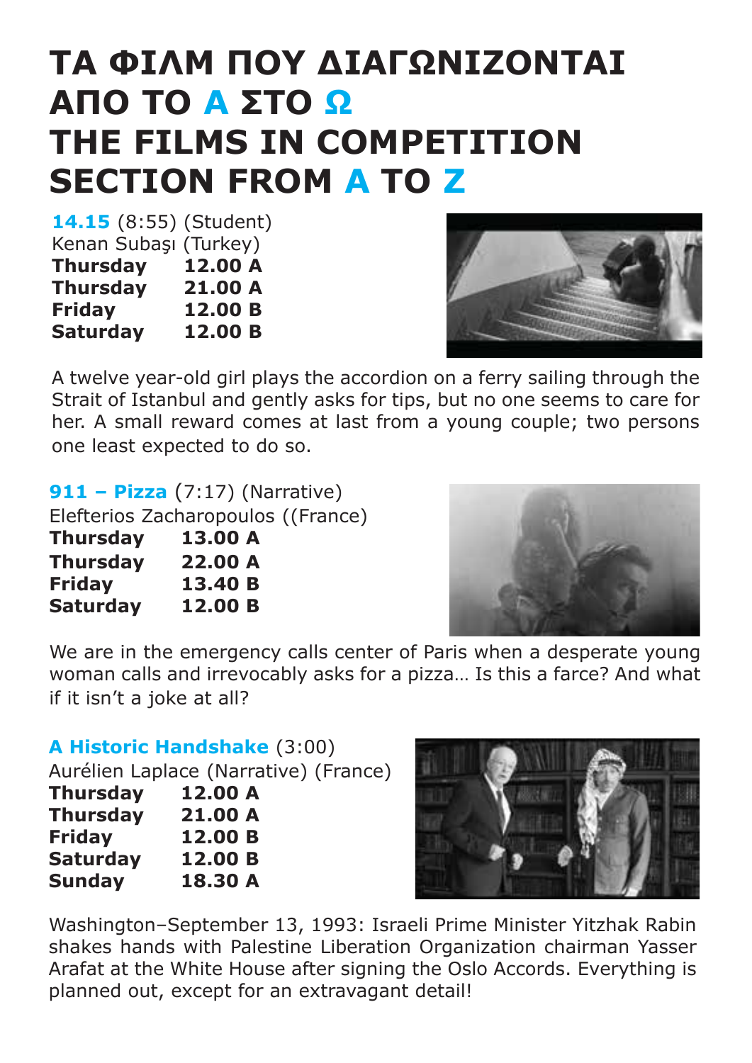# ΤΑ ΦΙΛΜ ΠΟΥ ΔΙΑΓΩΝΙΖΟΝΤΑΙ ΑΠΟ ΤΟ Α ΣΤΟ Ω
# THE FILMS IN COMPETITION SECTION FROM A TO Z

**14.15** (8:55) (Student)
Kenan Subaşı (Turkey)

**Thursday 12.00 A**
**Thursday 21.00 A**
**Friday 12.00 B**
**Saturday 12.00 B**

A twelve year-old girl plays the accordion on a ferry sailing through the Strait of Istanbul and gently asks for tips, but no one seems to care for her. A small reward comes at last from a young couple; two persons one least expected to do so.

**911 – Pizza** (7:17) (Narrative)
Elefterios Zacharopoulos ((France)

**Thursday 13.00 A**
**Thursday 22.00 A**
**Friday 13.40 B**
**Saturday 12.00 B**

We are in the emergency calls center of Paris when a desperate young woman calls and irrevocably asks for a pizza… Is this a farce? And what if it isn't a joke at all?

**A Historic Handshake** (3:00)
Aurélien Laplace (Narrative) (France)

**Thursday 12.00 A**
**Thursday 21.00 A**
**Friday 12.00 B**
**Saturday 12.00 B**
**Sunday 18.30 A**

Washington–September 13, 1993: Israeli Prime Minister Yitzhak Rabin shakes hands with Palestine Liberation Organization chairman Yasser Arafat at the White House after signing the Oslo Accords. Everything is planned out, except for an extravagant detail!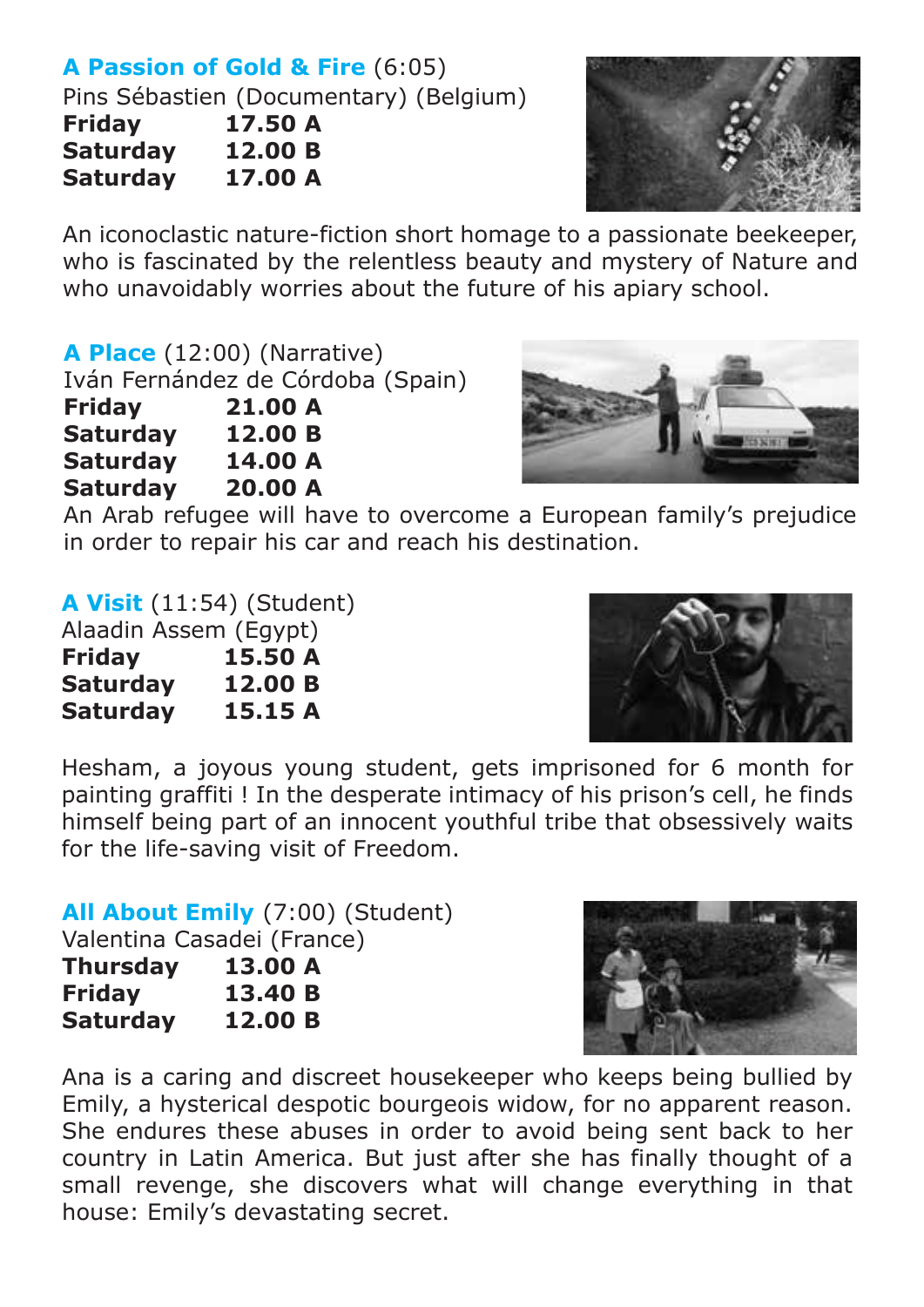**A Passion of Gold & Fire** (6:05)
Pins Sébastien (Documentary) (Belgium)

| | |
|---|---|
| **Friday** | **17.50 A** |
| **Saturday** | **12.00 B** |
| **Saturday** | **17.00 A** |

An iconoclastic nature-fiction short homage to a passionate beekeeper, who is fascinated by the relentless beauty and mystery of Nature and who unavoidably worries about the future of his apiary school.

**A Place** (12:00) (Narrative)
Iván Fernández de Córdoba (Spain)

| | |
|---|---|
| **Friday** | **21.00 A** |
| **Saturday** | **12.00 B** |
| **Saturday** | **14.00 A** |
| **Saturday** | **20.00 A** |

An Arab refugee will have to overcome a European family's prejudice in order to repair his car and reach his destination.

**A Visit** (11:54) (Student)
Alaadin Assem (Egypt)

| | |
|---|---|
| **Friday** | **15.50 A** |
| **Saturday** | **12.00 B** |
| **Saturday** | **15.15 A** |

Hesham, a joyous young student, gets imprisoned for 6 month for painting graffiti ! In the desperate intimacy of his prison's cell, he finds himself being part of an innocent youthful tribe that obsessively waits for the life-saving visit of Freedom.

**All About Emily** (7:00) (Student)
Valentina Casadei (France)

| | |
|---|---|
| **Thursday** | **13.00 A** |
| **Friday** | **13.40 B** |
| **Saturday** | **12.00 B** |

Ana is a caring and discreet housekeeper who keeps being bullied by Emily, a hysterical despotic bourgeois widow, for no apparent reason. She endures these abuses in order to avoid being sent back to her country in Latin America. But just after she has finally thought of a small revenge, she discovers what will change everything in that house: Emily's devastating secret.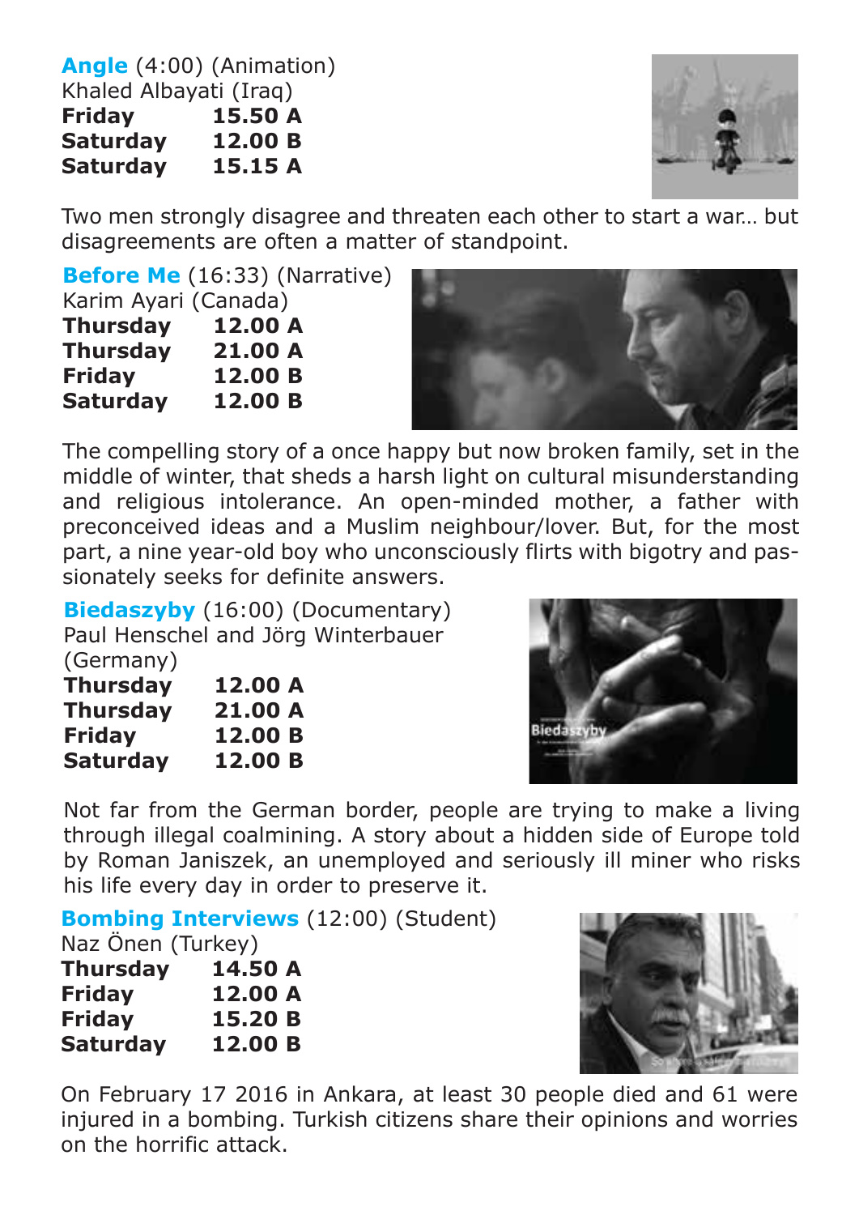**Angle** (4:00) (Animation)
Khaled Albayati (Iraq)

| | |
|---|---|
| **Friday** | **15.50 A** |
| **Saturday** | **12.00 B** |
| **Saturday** | **15.15 A** |

Two men strongly disagree and threaten each other to start a war… but disagreements are often a matter of standpoint.

**Before Me** (16:33) (Narrative)
Karim Ayari (Canada)

| | |
|---|---|
| **Thursday** | **12.00 A** |
| **Thursday** | **21.00 A** |
| **Friday** | **12.00 B** |
| **Saturday** | **12.00 B** |

The compelling story of a once happy but now broken family, set in the middle of winter, that sheds a harsh light on cultural misunderstanding and religious intolerance. An open-minded mother, a father with preconceived ideas and a Muslim neighbour/lover. But, for the most part, a nine year-old boy who unconsciously flirts with bigotry and passionately seeks for definite answers.

**Biedaszyby** (16:00) (Documentary)
Paul Henschel and Jörg Winterbauer (Germany)

| | |
|---|---|
| **Thursday** | **12.00 A** |
| **Thursday** | **21.00 A** |
| **Friday** | **12.00 B** |
| **Saturday** | **12.00 B** |

Not far from the German border, people are trying to make a living through illegal coalmining. A story about a hidden side of Europe told by Roman Janiszek, an unemployed and seriously ill miner who risks his life every day in order to preserve it.

**Bombing Interviews** (12:00) (Student)
Naz Önen (Turkey)

| | |
|---|---|
| **Thursday** | **14.50 A** |
| **Friday** | **12.00 A** |
| **Friday** | **15.20 B** |
| **Saturday** | **12.00 B** |

On February 17 2016 in Ankara, at least 30 people died and 61 were injured in a bombing. Turkish citizens share their opinions and worries on the horrific attack.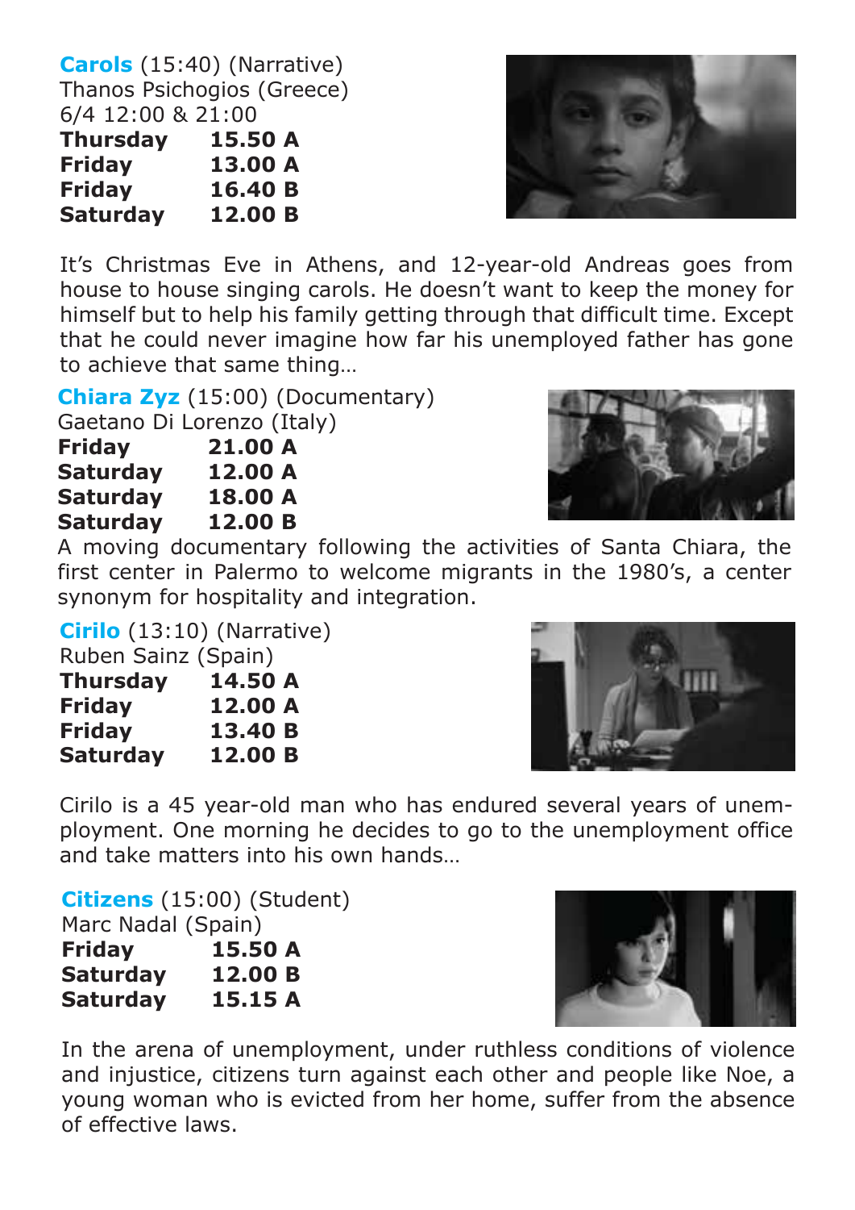**Carols** (15:40) (Narrative)
Thanos Psichogios (Greece)
6/4 12:00 & 21:00

| | |
|---|---|
| **Thursday** | **15.50 A** |
| **Friday** | **13.00 A** |
| **Friday** | **16.40 B** |
| **Saturday** | **12.00 B** |

It's Christmas Eve in Athens, and 12-year-old Andreas goes from house to house singing carols. He doesn't want to keep the money for himself but to help his family getting through that difficult time. Except that he could never imagine how far his unemployed father has gone to achieve that same thing…

**Chiara Zyz** (15:00) (Documentary)
Gaetano Di Lorenzo (Italy)

| | |
|---|---|
| **Friday** | **21.00 A** |
| **Saturday** | **12.00 A** |
| **Saturday** | **18.00 A** |
| **Saturday** | **12.00 B** |

A moving documentary following the activities of Santa Chiara, the first center in Palermo to welcome migrants in the 1980's, a center synonym for hospitality and integration.

**Cirilo** (13:10) (Narrative)
Ruben Sainz (Spain)

| | |
|---|---|
| **Thursday** | **14.50 A** |
| **Friday** | **12.00 A** |
| **Friday** | **13.40 B** |
| **Saturday** | **12.00 B** |

Cirilo is a 45 year-old man who has endured several years of unemployment. One morning he decides to go to the unemployment office and take matters into his own hands…

**Citizens** (15:00) (Student)
Marc Nadal (Spain)

| | |
|---|---|
| **Friday** | **15.50 A** |
| **Saturday** | **12.00 B** |
| **Saturday** | **15.15 A** |

In the arena of unemployment, under ruthless conditions of violence and injustice, citizens turn against each other and people like Noe, a young woman who is evicted from her home, suffer from the absence of effective laws.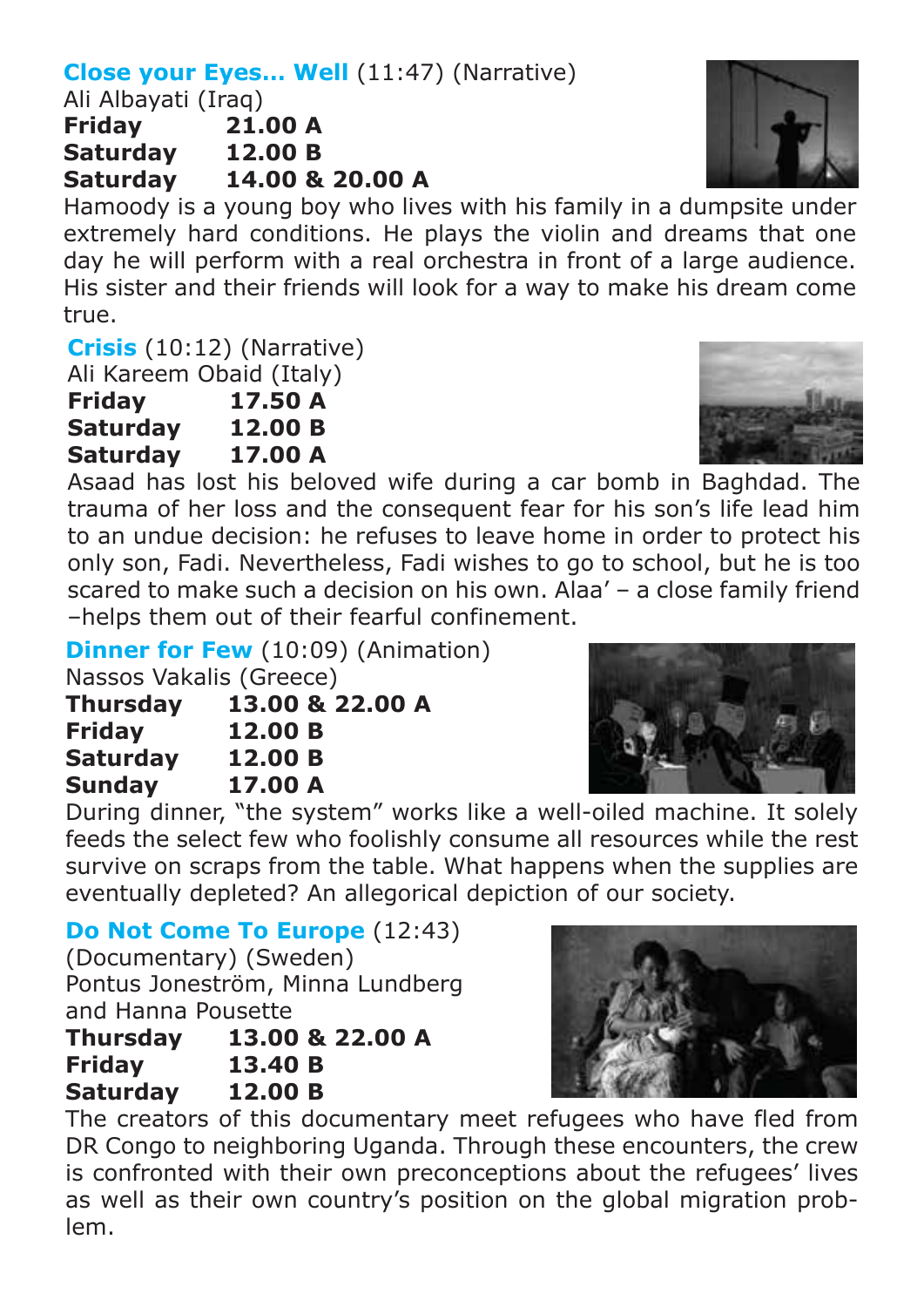**Close your Eyes... Well** (11:47) (Narrative)
Ali Albayati (Iraq)

| | |
|---|---|
| **Friday** | **21.00 A** |
| **Saturday** | **12.00 B** |
| **Saturday** | **14.00 & 20.00 A** |

Hamoody is a young boy who lives with his family in a dumpsite under extremely hard conditions. He plays the violin and dreams that one day he will perform with a real orchestra in front of a large audience. His sister and their friends will look for a way to make his dream come true.

**Crisis** (10:12) (Narrative)
Ali Kareem Obaid (Italy)

| | |
|---|---|
| **Friday** | **17.50 A** |
| **Saturday** | **12.00 B** |
| **Saturday** | **17.00 A** |

Asaad has lost his beloved wife during a car bomb in Baghdad. The trauma of her loss and the consequent fear for his son's life lead him to an undue decision: he refuses to leave home in order to protect his only son, Fadi. Nevertheless, Fadi wishes to go to school, but he is too scared to make such a decision on his own. Alaa' – a close family friend –helps them out of their fearful confinement.

**Dinner for Few** (10:09) (Animation)
Nassos Vakalis (Greece)

| | |
|---|---|
| **Thursday** | **13.00 & 22.00 A** |
| **Friday** | **12.00 B** |
| **Saturday** | **12.00 B** |
| **Sunday** | **17.00 A** |

During dinner, "the system" works like a well-oiled machine. It solely feeds the select few who foolishly consume all resources while the rest survive on scraps from the table. What happens when the supplies are eventually depleted? An allegorical depiction of our society.

**Do Not Come To Europe** (12:43)
(Documentary) (Sweden)
Pontus Jonesträm, Minna Lundberg and Hanna Pousette

| | |
|---|---|
| **Thursday** | **13.00 & 22.00 A** |
| **Friday** | **13.40 B** |
| **Saturday** | **12.00 B** |

The creators of this documentary meet refugees who have fled from DR Congo to neighboring Uganda. Through these encounters, the crew is confronted with their own preconceptions about the refugees' lives as well as their own country's position on the global migration problem.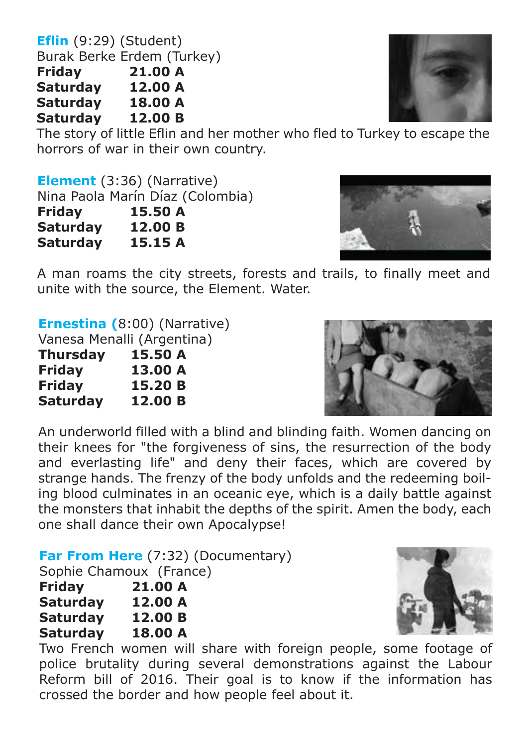**Eflin** (9:29) (Student)
Burak Berke Erdem (Turkey)

**Friday 21.00 A**
**Saturday 12.00 A**
**Saturday 18.00 A**
**Saturday 12.00 B**

The story of little Eflin and her mother who fled to Turkey to escape the horrors of war in their own country.

**Element** (3:36) (Narrative)
Nina Paola Marín Díaz (Colombia)

**Friday 15.50 A**
**Saturday 12.00 B**
**Saturday 15.15 A**

A man roams the city streets, forests and trails, to finally meet and unite with the source, the Element. Water.

**Ernestina (**8:00) (Narrative)
Vanesa Menalli (Argentina)

**Thursday 15.50 A**
**Friday 13.00 A**
**Friday 15.20 B**
**Saturday 12.00 B**

An underworld filled with a blind and blinding faith. Women dancing on their knees for "the forgiveness of sins, the resurrection of the body and everlasting life" and deny their faces, which are covered by strange hands. The frenzy of the body unfolds and the redeeming boiling blood culminates in an oceanic eye, which is a daily battle against the monsters that inhabit the depths of the spirit. Amen the body, each one shall dance their own Apocalypse!

**Far From Here** (7:32) (Documentary)
Sophie Chamoux (France)

**Friday 21.00 A**
**Saturday 12.00 A**
**Saturday 12.00 B**
**Saturday 18.00 A**

Two French women will share with foreign people, some footage of police brutality during several demonstrations against the Labour Reform bill of 2016. Their goal is to know if the information has crossed the border and how people feel about it.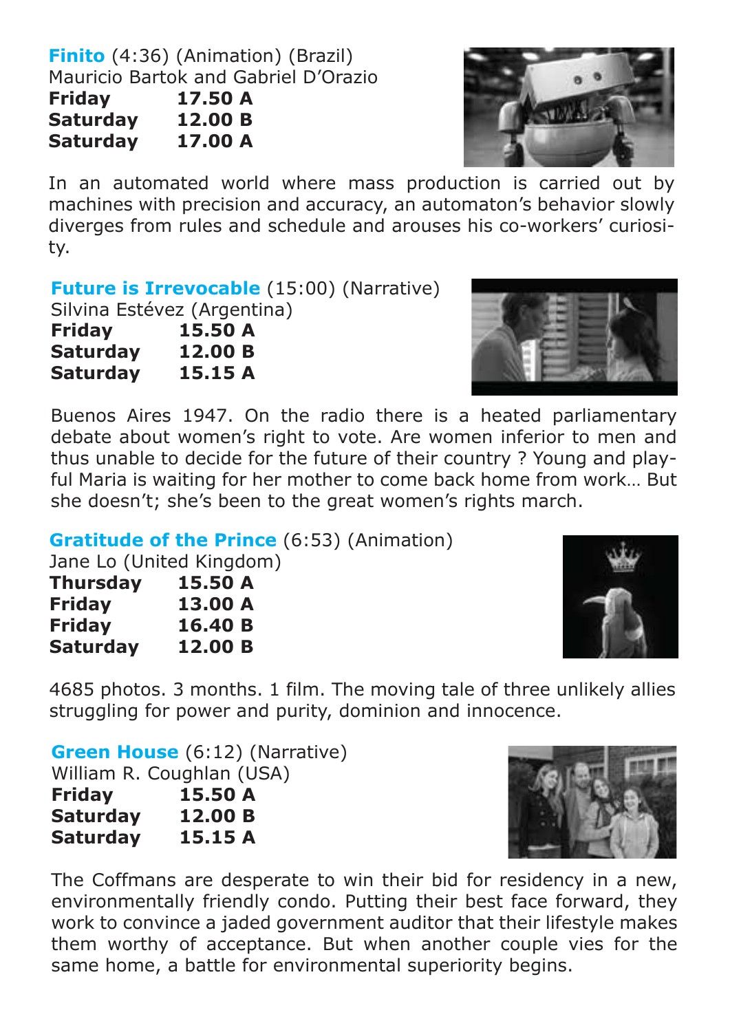**Finito** (4:36) (Animation) (Brazil)
Mauricio Bartok and Gabriel D'Orazio

**Friday 17.50 A**
**Saturday 12.00 B**
**Saturday 17.00 A**

In an automated world where mass production is carried out by machines with precision and accuracy, an automaton's behavior slowly diverges from rules and schedule and arouses his co-workers' curiosity.

**Future is Irrevocable** (15:00) (Narrative)
Silvina Estévez (Argentina)

**Friday 15.50 A**
**Saturday 12.00 B**
**Saturday 15.15 A**

Buenos Aires 1947. On the radio there is a heated parliamentary debate about women's right to vote. Are women inferior to men and thus unable to decide for the future of their country ? Young and playful Maria is waiting for her mother to come back home from work… But she doesn't; she's been to the great women's rights march.

**Gratitude of the Prince** (6:53) (Animation)
Jane Lo (United Kingdom)

**Thursday 15.50 A**
**Friday 13.00 A**
**Friday 16.40 B**
**Saturday 12.00 B**

4685 photos. 3 months. 1 film. The moving tale of three unlikely allies struggling for power and purity, dominion and innocence.

**Green House** (6:12) (Narrative)
William R. Coughlan (USA)

**Friday 15.50 A**
**Saturday 12.00 B**
**Saturday 15.15 A**

The Coffmans are desperate to win their bid for residency in a new, environmentally friendly condo. Putting their best face forward, they work to convince a jaded government auditor that their lifestyle makes them worthy of acceptance. But when another couple vies for the same home, a battle for environmental superiority begins.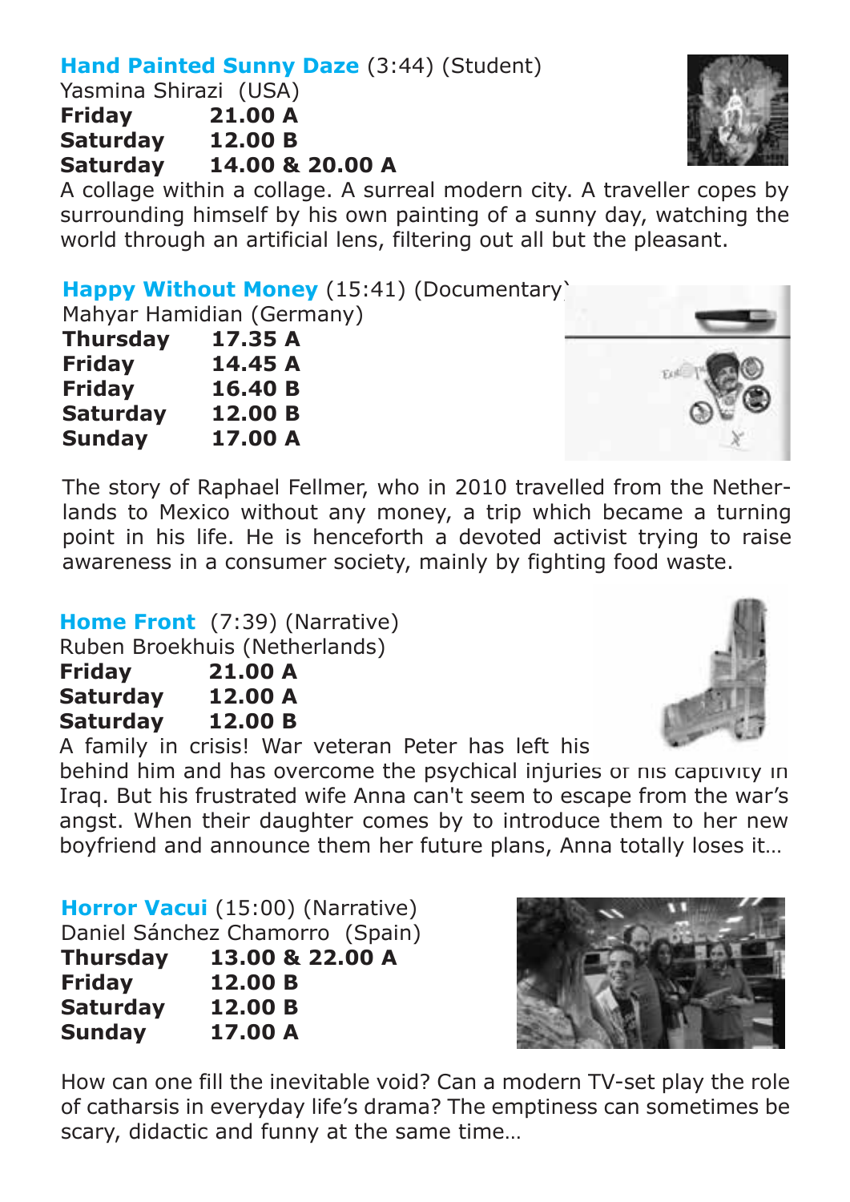**Hand Painted Sunny Daze** (3:44) (Student)
Yasmina Shirazi (USA)

**Friday 21.00 A**
**Saturday 12.00 B**
**Saturday 14.00 & 20.00 A**

A collage within a collage. A surreal modern city. A traveller copes by surrounding himself by his own painting of a sunny day, watching the world through an artificial lens, filtering out all but the pleasant.

**Happy Without Money** (15:41) (Documentary)
Mahyar Hamidian (Germany)

**Thursday 17.35 A**
**Friday 14.45 A**
**Friday 16.40 B**
**Saturday 12.00 B**
**Sunday 17.00 A**

The story of Raphael Fellmer, who in 2010 travelled from the Netherlands to Mexico without any money, a trip which became a turning point in his life. He is henceforth a devoted activist trying to raise awareness in a consumer society, mainly by fighting food waste.

**Home Front** (7:39) (Narrative)
Ruben Broekhuis (Netherlands)

**Friday 21.00 A**
**Saturday 12.00 A**
**Saturday 12.00 B**

A family in crisis! War veteran Peter has left his behind him and has overcome the psychical injuries of his captivity in Iraq. But his frustrated wife Anna can't seem to escape from the war's angst. When their daughter comes by to introduce them to her new boyfriend and announce them her future plans, Anna totally loses it…

**Horror Vacui** (15:00) (Narrative)
Daniel Sánchez Chamorro (Spain)

**Thursday 13.00 & 22.00 A**
**Friday 12.00 B**
**Saturday 12.00 B**
**Sunday 17.00 A**

How can one fill the inevitable void? Can a modern TV-set play the role of catharsis in everyday life's drama? The emptiness can sometimes be scary, didactic and funny at the same time…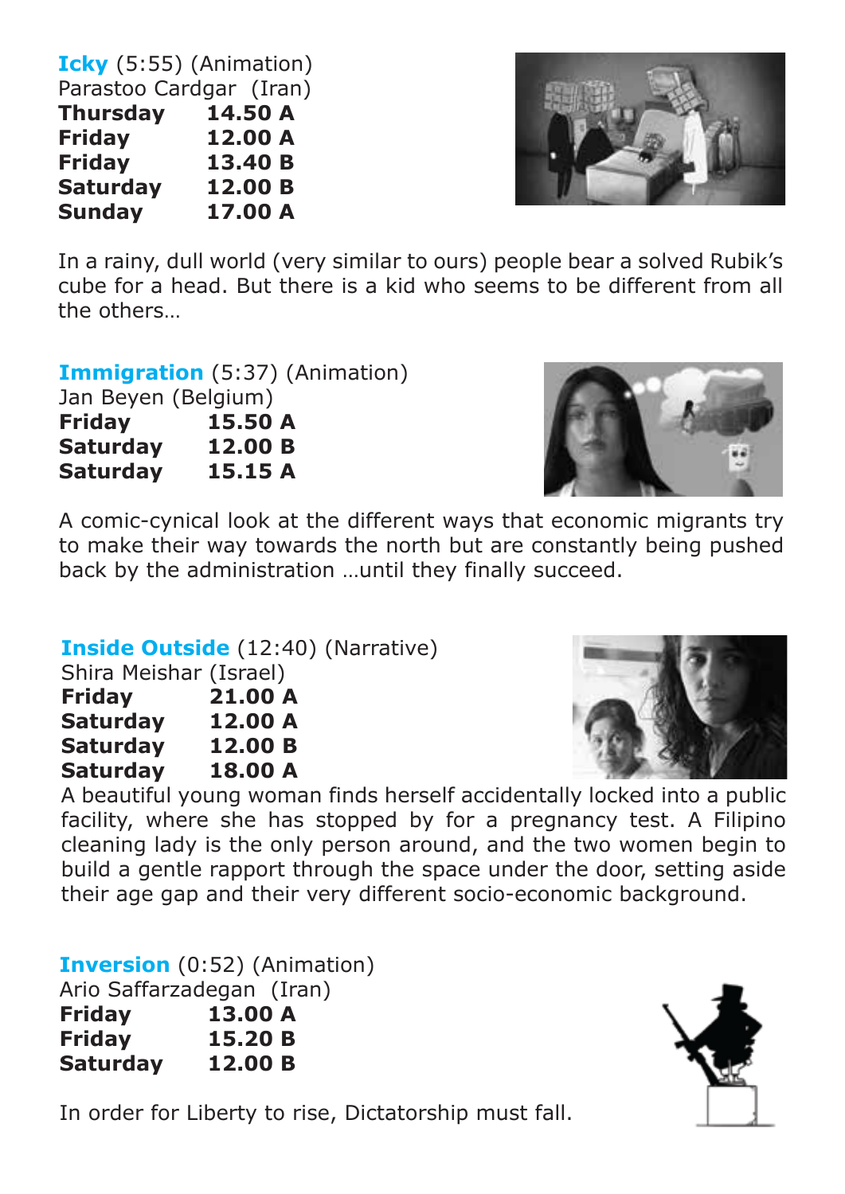**Icky** (5:55) (Animation)
Parastoo Cardgar (Iran)

| | |
|---|---|
| **Thursday** | **14.50 A** |
| **Friday** | **12.00 A** |
| **Friday** | **13.40 B** |
| **Saturday** | **12.00 B** |
| **Sunday** | **17.00 A** |

In a rainy, dull world (very similar to ours) people bear a solved Rubik's cube for a head. But there is a kid who seems to be different from all the others…

**Immigration** (5:37) (Animation)
Jan Beyen (Belgium)

| | |
|---|---|
| **Friday** | **15.50 A** |
| **Saturday** | **12.00 B** |
| **Saturday** | **15.15 A** |

A comic-cynical look at the different ways that economic migrants try to make their way towards the north but are constantly being pushed back by the administration …until they finally succeed.

**Inside Outside** (12:40) (Narrative)
Shira Meishar (Israel)

| | |
|---|---|
| **Friday** | **21.00 A** |
| **Saturday** | **12.00 A** |
| **Saturday** | **12.00 B** |
| **Saturday** | **18.00 A** |

A beautiful young woman finds herself accidentally locked into a public facility, where she has stopped by for a pregnancy test. A Filipino cleaning lady is the only person around, and the two women begin to build a gentle rapport through the space under the door, setting aside their age gap and their very different socio-economic background.

**Inversion** (0:52) (Animation)
Ario Saffarzadegan (Iran)

| | |
|---|---|
| **Friday** | **13.00 A** |
| **Friday** | **15.20 B** |
| **Saturday** | **12.00 B** |

In order for Liberty to rise, Dictatorship must fall.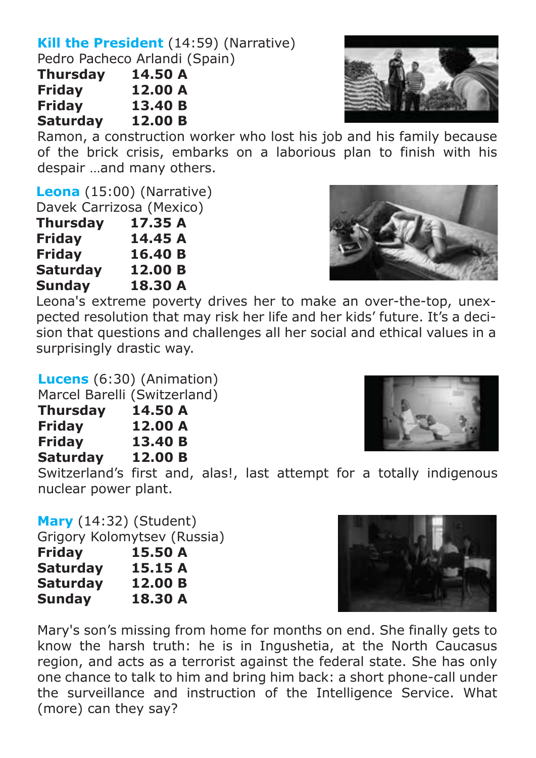**Kill the President** (14:59) (Narrative)
Pedro Pacheco Arlandi (Spain)

| | |
|---|---|
| **Thursday** | **14.50 A** |
| **Friday** | **12.00 A** |
| **Friday** | **13.40 B** |
| **Saturday** | **12.00 B** |

Ramon, a construction worker who lost his job and his family because of the brick crisis, embarks on a laborious plan to finish with his despair …and many others.

**Leona** (15:00) (Narrative)
Davek Carrizosa (Mexico)

| | |
|---|---|
| **Thursday** | **17.35 A** |
| **Friday** | **14.45 A** |
| **Friday** | **16.40 B** |
| **Saturday** | **12.00 B** |
| **Sunday** | **18.30 A** |

Leona's extreme poverty drives her to make an over-the-top, unexpected resolution that may risk her life and her kids' future. It's a decision that questions and challenges all her social and ethical values in a surprisingly drastic way.

**Lucens** (6:30) (Animation)
Marcel Barelli (Switzerland)

| | |
|---|---|
| **Thursday** | **14.50 A** |
| **Friday** | **12.00 A** |
| **Friday** | **13.40 B** |
| **Saturday** | **12.00 B** |

Switzerland's first and, alas!, last attempt for a totally indigenous nuclear power plant.

**Mary** (14:32) (Student)
Grigory Kolomytsev (Russia)

| | |
|---|---|
| **Friday** | **15.50 A** |
| **Saturday** | **15.15 A** |
| **Saturday** | **12.00 B** |
| **Sunday** | **18.30 A** |

Mary's son's missing from home for months on end. She finally gets to know the harsh truth: he is in Ingushetia, at the North Caucasus region, and acts as a terrorist against the federal state. She has only one chance to talk to him and bring him back: a short phone-call under the surveillance and instruction of the Intelligence Service. What (more) can they say?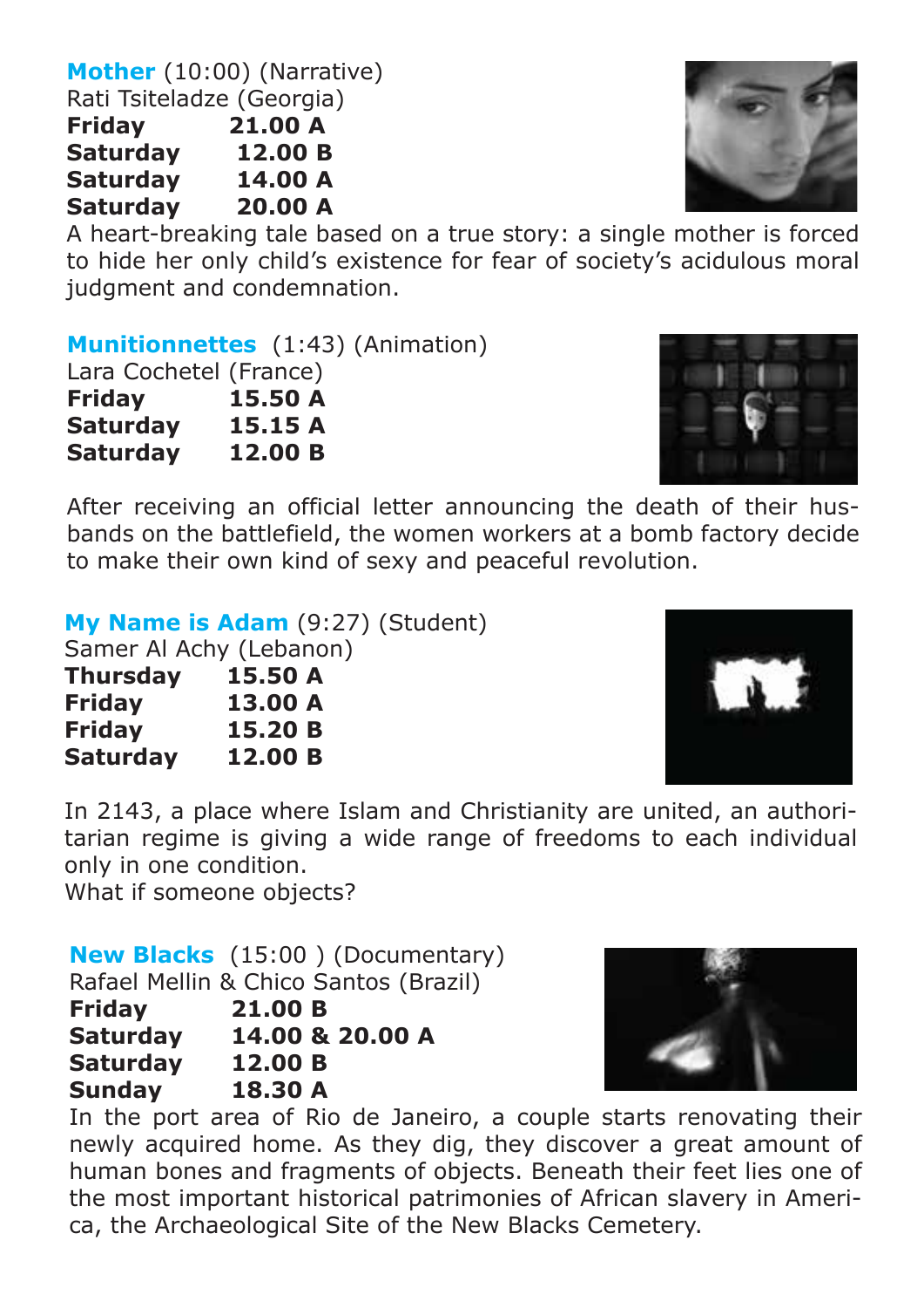**Mother** (10:00) (Narrative)
Rati Tsiteladze (Georgia)

| | |
|---|---|
| **Friday** | **21.00 A** |
| **Saturday** | **12.00 B** |
| **Saturday** | **14.00 A** |
| **Saturday** | **20.00 A** |

A heart-breaking tale based on a true story: a single mother is forced to hide her only child's existence for fear of society's acidulous moral judgment and condemnation.

**Munitionnettes** (1:43) (Animation)
Lara Cochetel (France)

| | |
|---|---|
| **Friday** | **15.50 A** |
| **Saturday** | **15.15 A** |
| **Saturday** | **12.00 B** |

After receiving an official letter announcing the death of their husbands on the battlefield, the women workers at a bomb factory decide to make their own kind of sexy and peaceful revolution.

**My Name is Adam** (9:27) (Student)
Samer Al Achy (Lebanon)

| | |
|---|---|
| **Thursday** | **15.50 A** |
| **Friday** | **13.00 A** |
| **Friday** | **15.20 B** |
| **Saturday** | **12.00 B** |

In 2143, a place where Islam and Christianity are united, an authoritarian regime is giving a wide range of freedoms to each individual only in one condition.
What if someone objects?

**New Blacks** (15:00 ) (Documentary)
Rafael Mellin & Chico Santos (Brazil)

| | |
|---|---|
| **Friday** | **21.00 B** |
| **Saturday** | **14.00 & 20.00 A** |
| **Saturday** | **12.00 B** |
| **Sunday** | **18.30 A** |

In the port area of Rio de Janeiro, a couple starts renovating their newly acquired home. As they dig, they discover a great amount of human bones and fragments of objects. Beneath their feet lies one of the most important historical patrimonies of African slavery in America, the Archaeological Site of the New Blacks Cemetery.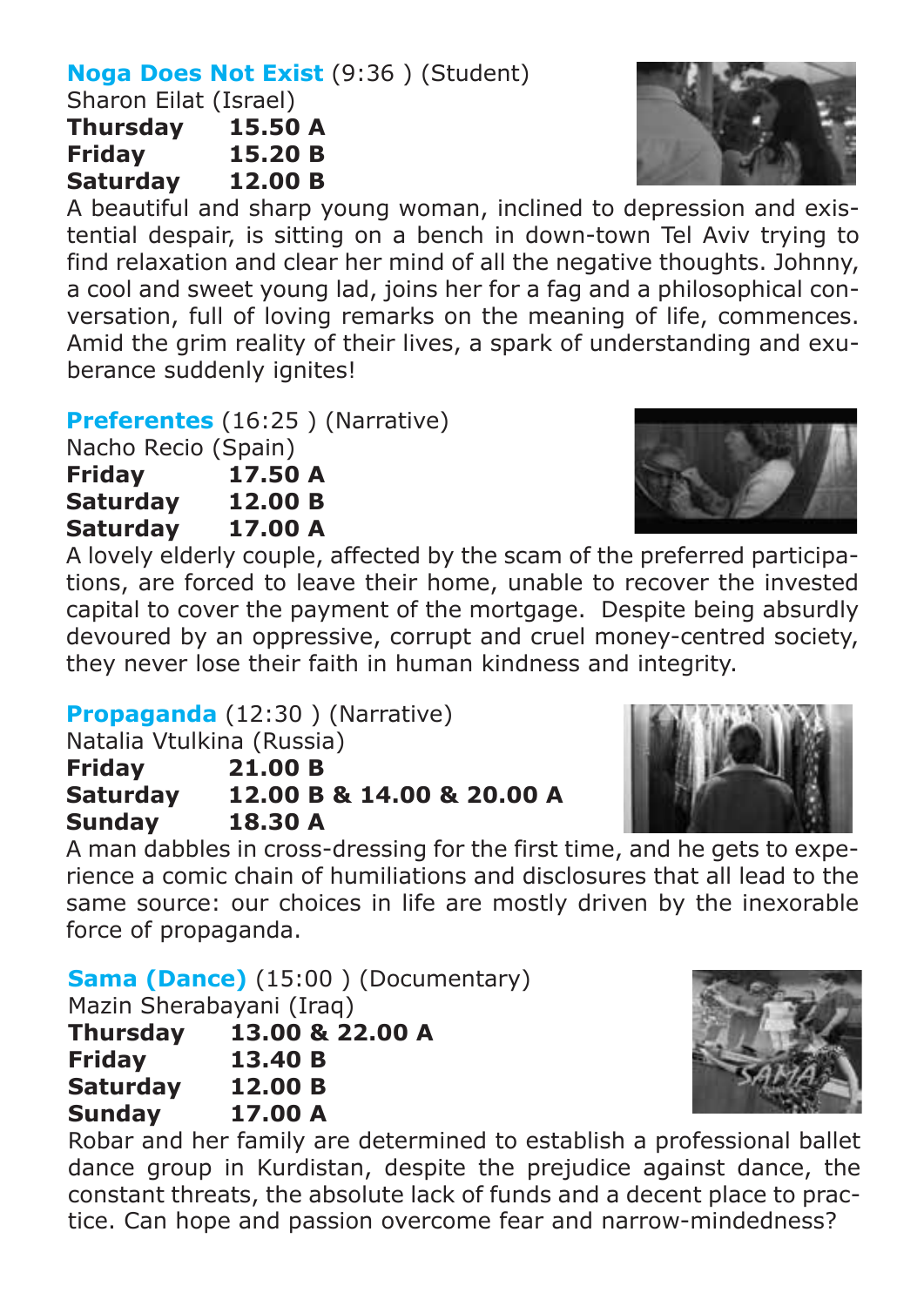**Noga Does Not Exist** (9:36 ) (Student)
Sharon Eilat (Israel)
**Thursday 15.50 A**
**Friday 15.20 B**
**Saturday 12.00 B**

A beautiful and sharp young woman, inclined to depression and existential despair, is sitting on a bench in down-town Tel Aviv trying to find relaxation and clear her mind of all the negative thoughts. Johnny, a cool and sweet young lad, joins her for a fag and a philosophical conversation, full of loving remarks on the meaning of life, commences. Amid the grim reality of their lives, a spark of understanding and exuberance suddenly ignites!

**Preferentes** (16:25 ) (Narrative)
Nacho Recio (Spain)
**Friday 17.50 A**
**Saturday 12.00 B**
**Saturday 17.00 A**

A lovely elderly couple, affected by the scam of the preferred participations, are forced to leave their home, unable to recover the invested capital to cover the payment of the mortgage. Despite being absurdly devoured by an oppressive, corrupt and cruel money-centred society, they never lose their faith in human kindness and integrity.

**Propaganda** (12:30 ) (Narrative)
Natalia Vtulkina (Russia)
**Friday 21.00 B**
**Saturday 12.00 B & 14.00 & 20.00 A**
**Sunday 18.30 A**

A man dabbles in cross-dressing for the first time, and he gets to experience a comic chain of humiliations and disclosures that all lead to the same source: our choices in life are mostly driven by the inexorable force of propaganda.

**Sama (Dance)** (15:00 ) (Documentary)
Mazin Sherabayani (Iraq)
**Thursday 13.00 & 22.00 A**
**Friday 13.40 B**
**Saturday 12.00 B**
**Sunday 17.00 A**

Robar and her family are determined to establish a professional ballet dance group in Kurdistan, despite the prejudice against dance, the constant threats, the absolute lack of funds and a decent place to practice. Can hope and passion overcome fear and narrow-mindedness?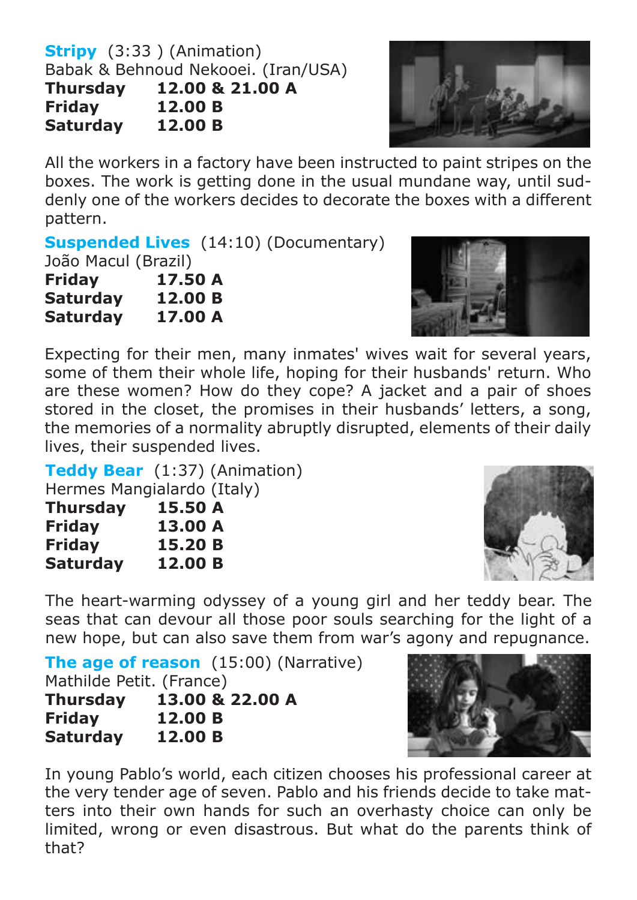**Stripy** (3:33 ) (Animation)
Babak & Behnoud Nekooei. (Iran/USA)

| | |
|---|---|
| **Thursday** | **12.00 & 21.00 A** |
| **Friday** | **12.00 B** |
| **Saturday** | **12.00 B** |

All the workers in a factory have been instructed to paint stripes on the boxes. The work is getting done in the usual mundane way, until suddenly one of the workers decides to decorate the boxes with a different pattern.

**Suspended Lives** (14:10) (Documentary)
João Macul (Brazil)

| | |
|---|---|
| **Friday** | **17.50 A** |
| **Saturday** | **12.00 B** |
| **Saturday** | **17.00 A** |

Expecting for their men, many inmates' wives wait for several years, some of them their whole life, hoping for their husbands' return. Who are these women? How do they cope? A jacket and a pair of shoes stored in the closet, the promises in their husbands' letters, a song, the memories of a normality abruptly disrupted, elements of their daily lives, their suspended lives.

**Teddy Bear** (1:37) (Animation)
Hermes Mangialardo (Italy)

| | |
|---|---|
| **Thursday** | **15.50 A** |
| **Friday** | **13.00 A** |
| **Friday** | **15.20 B** |
| **Saturday** | **12.00 B** |

The heart-warming odyssey of a young girl and her teddy bear. The seas that can devour all those poor souls searching for the light of a new hope, but can also save them from war's agony and repugnance.

**The age of reason** (15:00) (Narrative)
Mathilde Petit. (France)

| | |
|---|---|
| **Thursday** | **13.00 & 22.00 A** |
| **Friday** | **12.00 B** |
| **Saturday** | **12.00 B** |

In young Pablo's world, each citizen chooses his professional career at the very tender age of seven. Pablo and his friends decide to take matters into their own hands for such an overhasty choice can only be limited, wrong or even disastrous. But what do the parents think of that?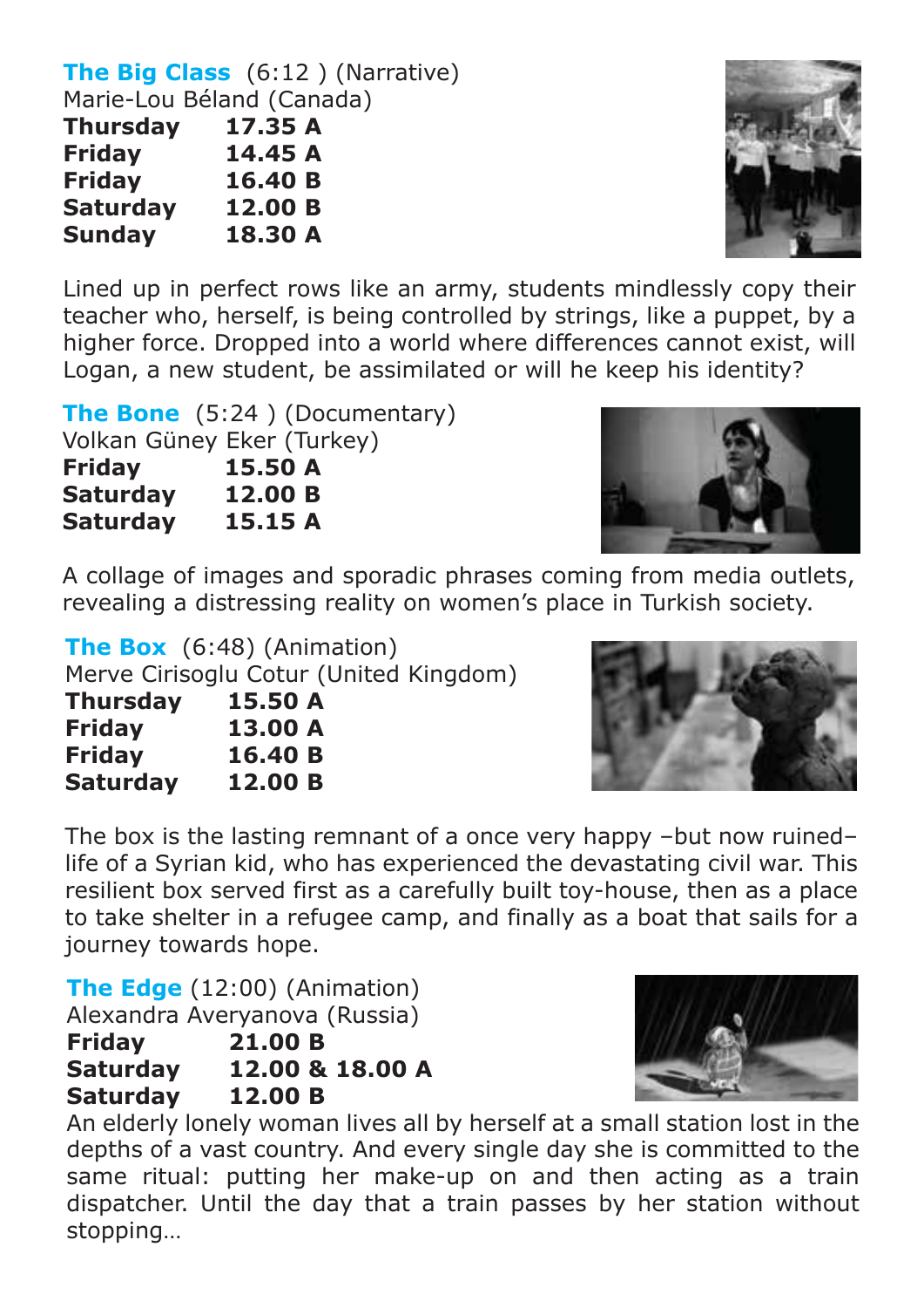**The Big Class** (6:12 ) (Narrative)
Marie-Lou Béland (Canada)

| | |
|---|---|
| **Thursday** | **17.35 A** |
| **Friday** | **14.45 A** |
| **Friday** | **16.40 B** |
| **Saturday** | **12.00 B** |
| **Sunday** | **18.30 A** |

Lined up in perfect rows like an army, students mindlessly copy their teacher who, herself, is being controlled by strings, like a puppet, by a higher force. Dropped into a world where differences cannot exist, will Logan, a new student, be assimilated or will he keep his identity?

**The Bone** (5:24 ) (Documentary)
Volkan Güney Eker (Turkey)

| | |
|---|---|
| **Friday** | **15.50 A** |
| **Saturday** | **12.00 B** |
| **Saturday** | **15.15 A** |

A collage of images and sporadic phrases coming from media outlets, revealing a distressing reality on women's place in Turkish society.

**The Box** (6:48) (Animation)
Merve Cirisoglu Cotur (United Kingdom)

| | |
|---|---|
| **Thursday** | **15.50 A** |
| **Friday** | **13.00 A** |
| **Friday** | **16.40 B** |
| **Saturday** | **12.00 B** |

The box is the lasting remnant of a once very happy –but now ruined– life of a Syrian kid, who has experienced the devastating civil war. This resilient box served first as a carefully built toy-house, then as a place to take shelter in a refugee camp, and finally as a boat that sails for a journey towards hope.

**The Edge** (12:00) (Animation)
Alexandra Averyanova (Russia)

| | |
|---|---|
| **Friday** | **21.00 B** |
| **Saturday** | **12.00 & 18.00 A** |
| **Saturday** | **12.00 B** |

An elderly lonely woman lives all by herself at a small station lost in the depths of a vast country. And every single day she is committed to the same ritual: putting her make-up on and then acting as a train dispatcher. Until the day that a train passes by her station without stopping…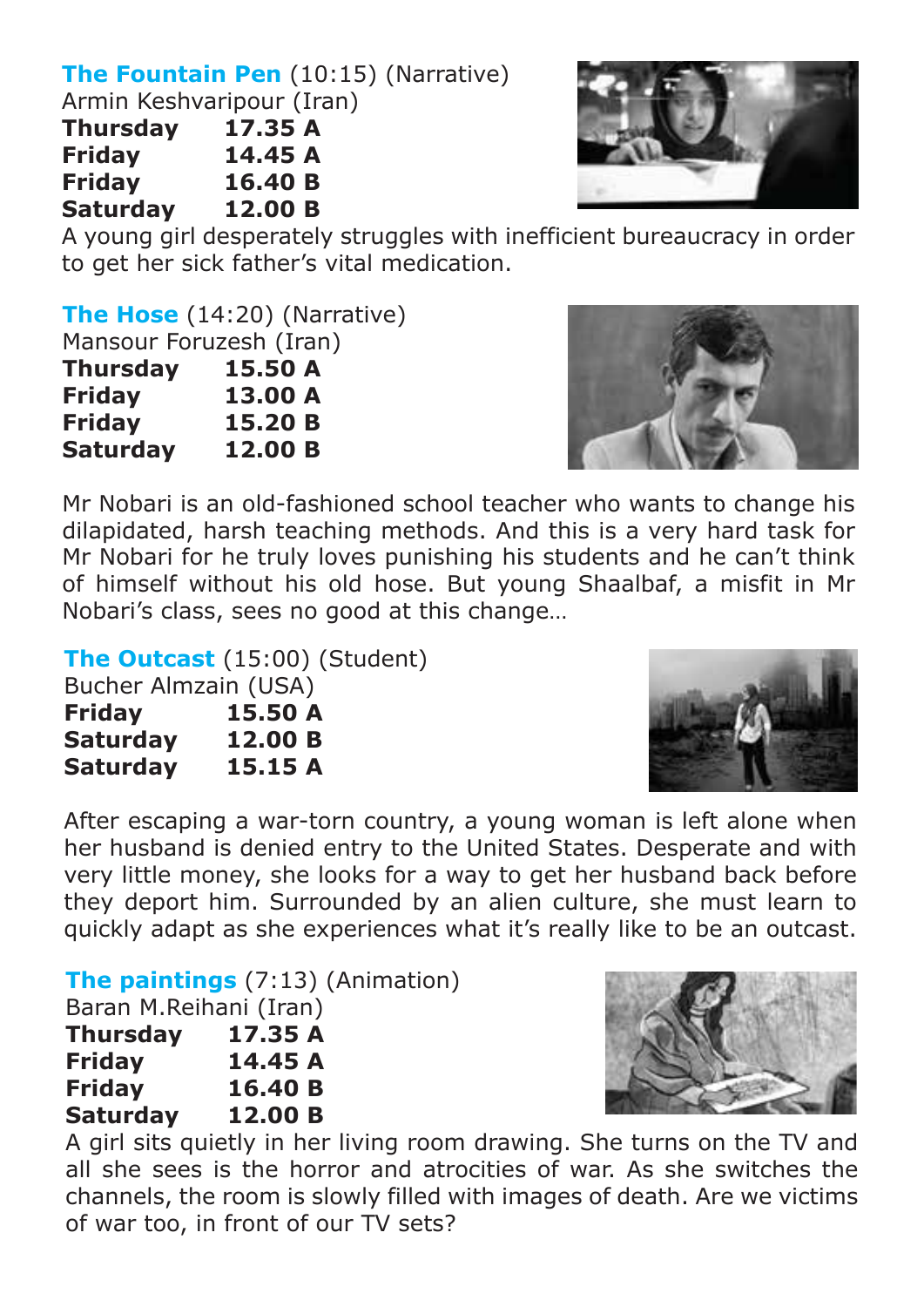**The Fountain Pen** (10:15) (Narrative)
Armin Keshvaripour (Iran)

| | |
|---|---|
| **Thursday** | **17.35 A** |
| **Friday** | **14.45 A** |
| **Friday** | **16.40 B** |
| **Saturday** | **12.00 B** |

A young girl desperately struggles with inefficient bureaucracy in order to get her sick father's vital medication.

**The Hose** (14:20) (Narrative)
Mansour Foruzesh (Iran)

| | |
|---|---|
| **Thursday** | **15.50 A** |
| **Friday** | **13.00 A** |
| **Friday** | **15.20 B** |
| **Saturday** | **12.00 B** |

Mr Nobari is an old-fashioned school teacher who wants to change his dilapidated, harsh teaching methods. And this is a very hard task for Mr Nobari for he truly loves punishing his students and he can't think of himself without his old hose. But young Shaalbaf, a misfit in Mr Nobari's class, sees no good at this change…

**The Outcast** (15:00) (Student)
Bucher Almzain (USA)

| | |
|---|---|
| **Friday** | **15.50 A** |
| **Saturday** | **12.00 B** |
| **Saturday** | **15.15 A** |

After escaping a war-torn country, a young woman is left alone when her husband is denied entry to the United States. Desperate and with very little money, she looks for a way to get her husband back before they deport him. Surrounded by an alien culture, she must learn to quickly adapt as she experiences what it's really like to be an outcast.

**The paintings** (7:13) (Animation)
Baran M.Reihani (Iran)

| | |
|---|---|
| **Thursday** | **17.35 A** |
| **Friday** | **14.45 A** |
| **Friday** | **16.40 B** |
| **Saturday** | **12.00 B** |

A girl sits quietly in her living room drawing. She turns on the TV and all she sees is the horror and atrocities of war. As she switches the channels, the room is slowly filled with images of death. Are we victims of war too, in front of our TV sets?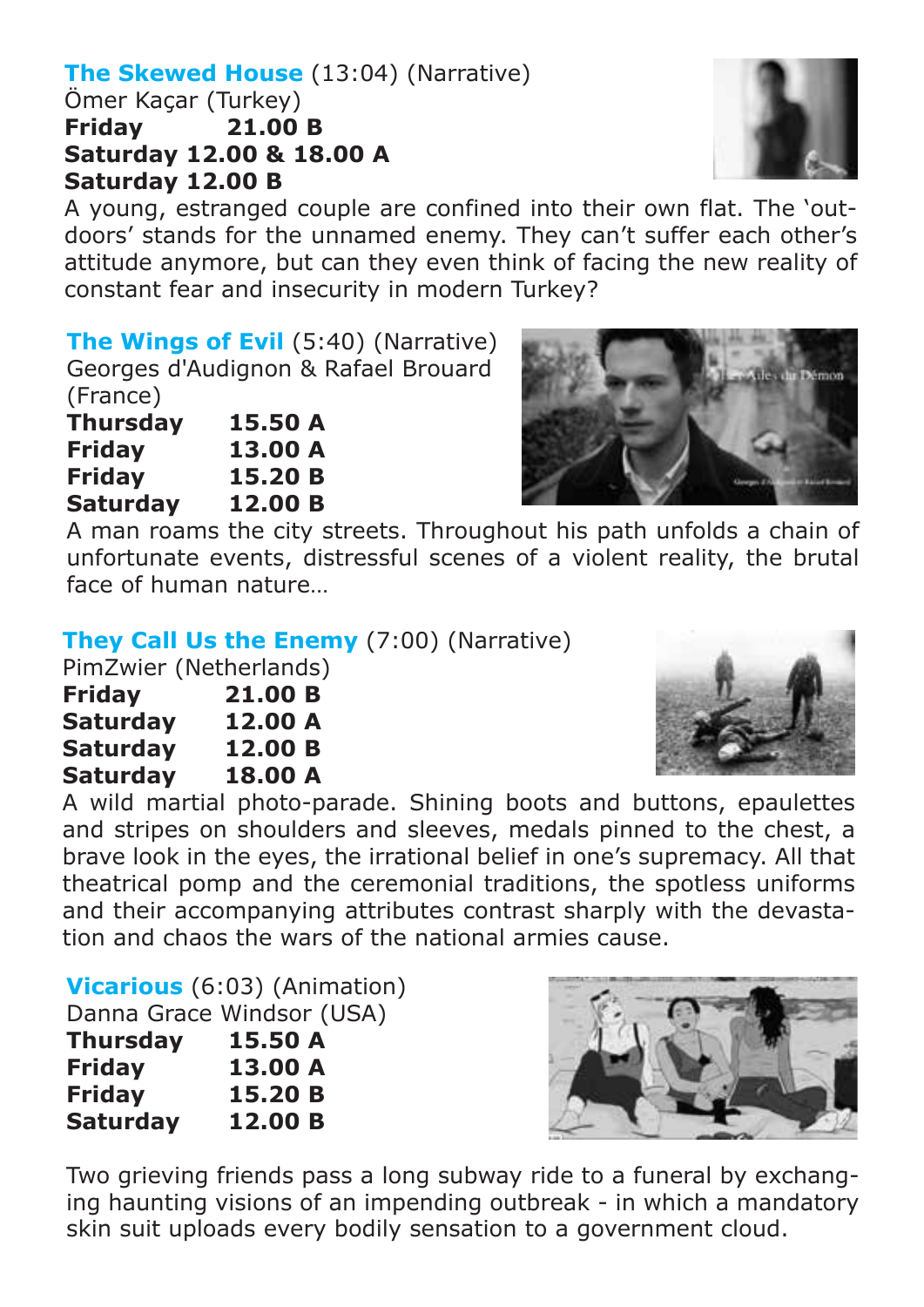**The Skewed House** (13:04) (Narrative)
Ömer Kaçar (Turkey)
**Friday 21.00 B**
**Saturday 12.00 & 18.00 A**
**Saturday 12.00 B**

A young, estranged couple are confined into their own flat. The 'outdoors' stands for the unnamed enemy. They can't suffer each other's attitude anymore, but can they even think of facing the new reality of constant fear and insecurity in modern Turkey?

**The Wings of Evil** (5:40) (Narrative)
Georges d'Audignon & Rafael Brouard (France)
**Thursday 15.50 A**
**Friday 13.00 A**
**Friday 15.20 B**
**Saturday 12.00 B**

A man roams the city streets. Throughout his path unfolds a chain of unfortunate events, distressful scenes of a violent reality, the brutal face of human nature…

**They Call Us the Enemy** (7:00) (Narrative)
PimZwier (Netherlands)
**Friday 21.00 B**
**Saturday 12.00 A**
**Saturday 12.00 B**
**Saturday 18.00 A**

A wild martial photo-parade. Shining boots and buttons, epaulettes and stripes on shoulders and sleeves, medals pinned to the chest, a brave look in the eyes, the irrational belief in one's supremacy. All that theatrical pomp and the ceremonial traditions, the spotless uniforms and their accompanying attributes contrast sharply with the devastation and chaos the wars of the national armies cause.

**Vicarious** (6:03) (Animation)
Danna Grace Windsor (USA)
**Thursday 15.50 A**
**Friday 13.00 A**
**Friday 15.20 B**
**Saturday 12.00 B**

Two grieving friends pass a long subway ride to a funeral by exchanging haunting visions of an impending outbreak - in which a mandatory skin suit uploads every bodily sensation to a government cloud.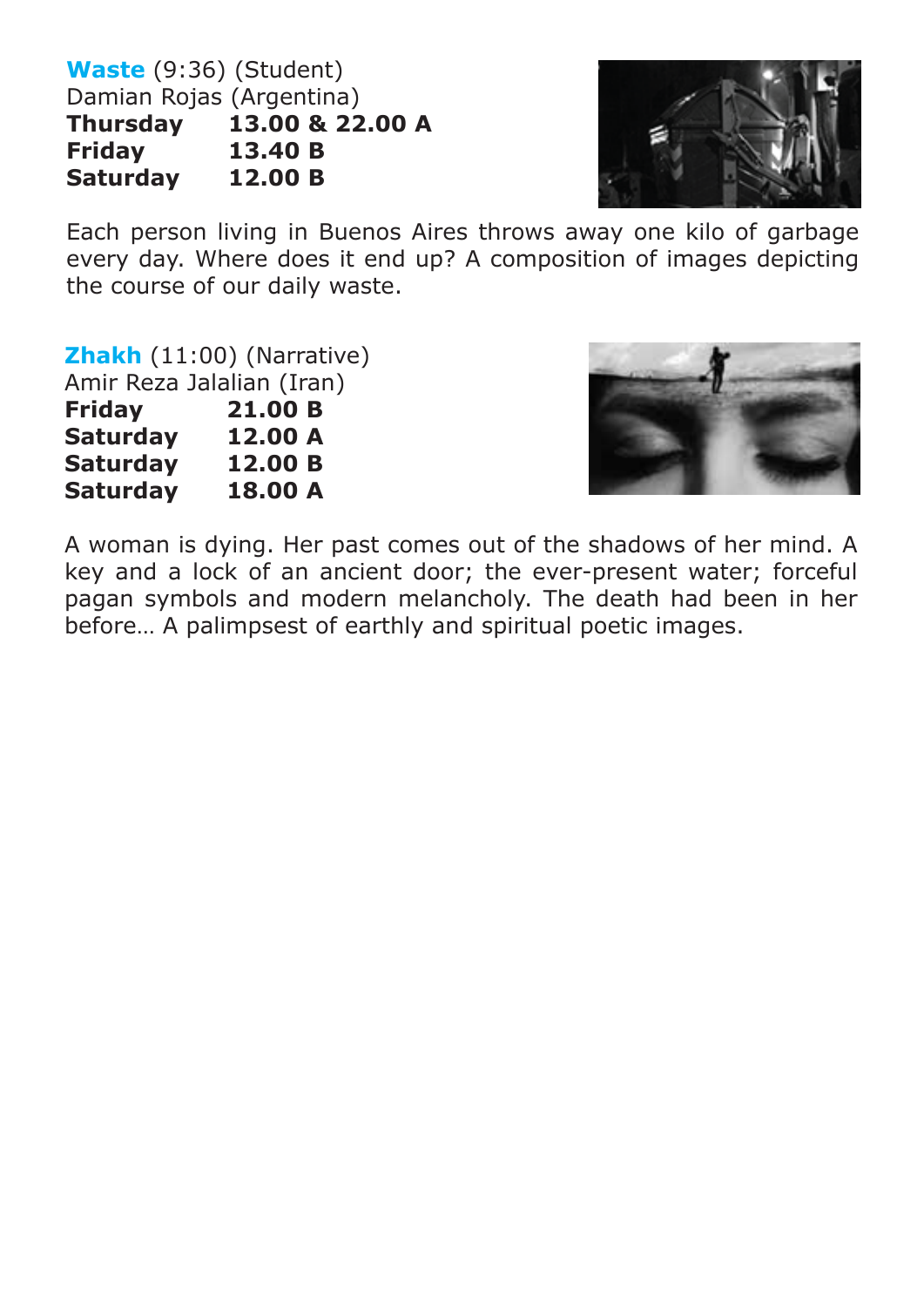**Waste** (9:36) (Student)
Damian Rojas (Argentina)

| | |
|---|---|
| **Thursday** | **13.00 & 22.00 A** |
| **Friday** | **13.40 B** |
| **Saturday** | **12.00 B** |

Each person living in Buenos Aires throws away one kilo of garbage every day. Where does it end up? A composition of images depicting the course of our daily waste.

**Zhakh** (11:00) (Narrative)
Amir Reza Jalalian (Iran)

| | |
|---|---|
| **Friday** | **21.00 B** |
| **Saturday** | **12.00 A** |
| **Saturday** | **12.00 B** |
| **Saturday** | **18.00 A** |

A woman is dying. Her past comes out of the shadows of her mind. A key and a lock of an ancient door; the ever-present water; forceful pagan symbols and modern melancholy. The death had been in her before… A palimpsest of earthly and spiritual poetic images.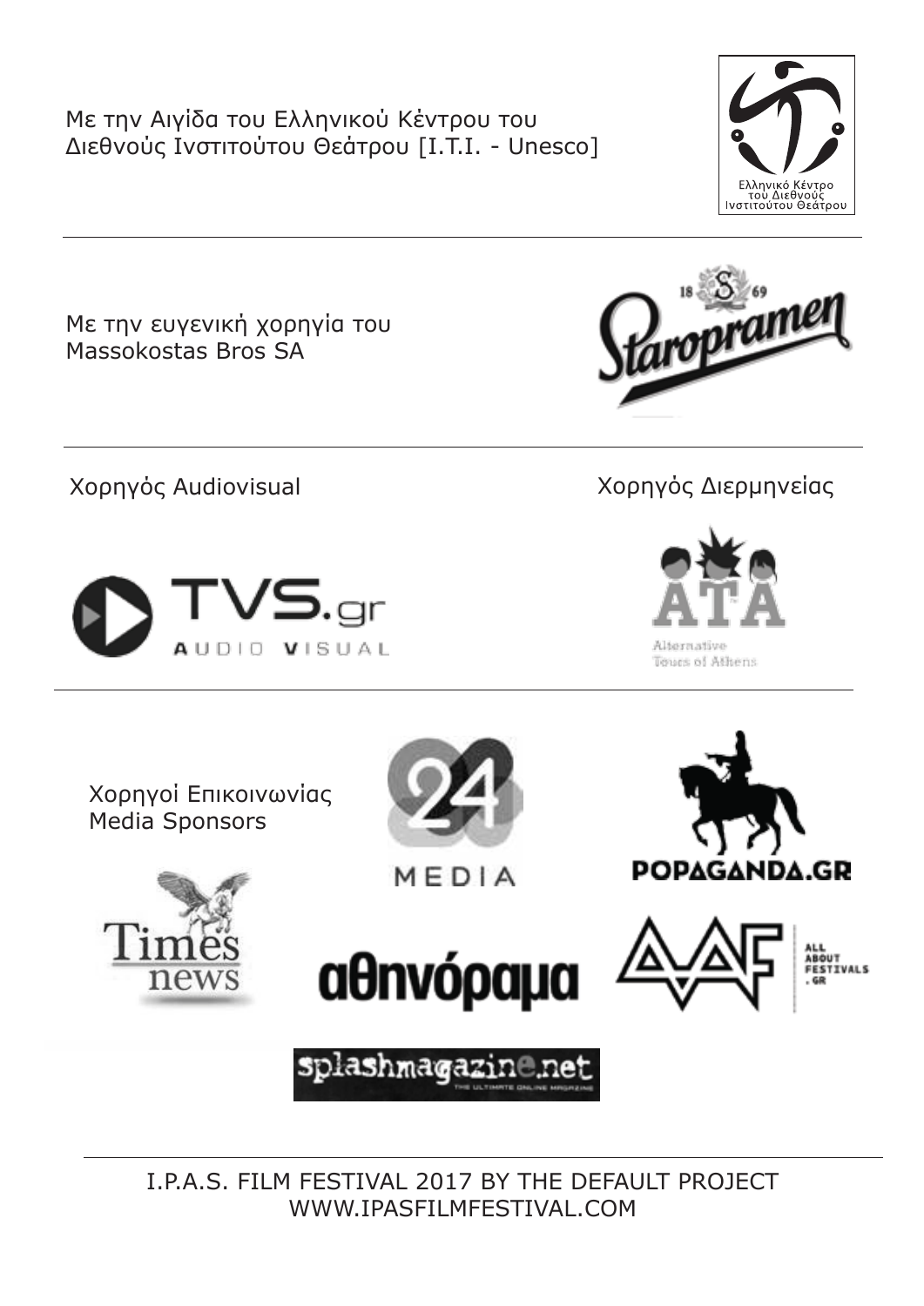Με την Αιγίδα του Ελληνικού Κέντρου του Διεθνούς Ινστιτούτου Θεάτρου [I.T.I. - Unesco]

Ελληνικό Κέντρο του Διεθνούς Ινστιτούτου Θεάτρου

---

Με την ευγενική χορηγία του Massokostas Bros SA

---

Χορηγός Audiovisual

Χορηγός Διερμηνείας

---

Χορηγοί Επικοινωνίας
Media Sponsors

---

I.P.A.S. FILM FESTIVAL 2017 BY THE DEFAULT PROJECT
WWW.IPASFILMFESTIVAL.COM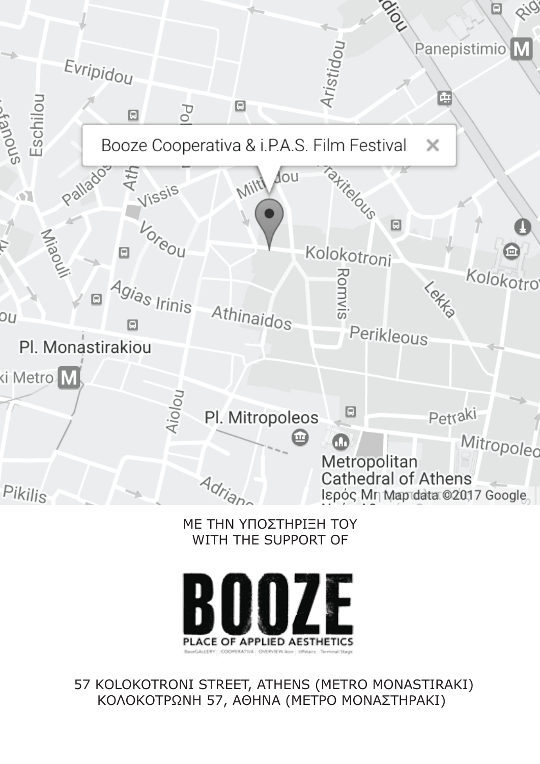ΜΕ ΤΗΝ ΥΠΟΣΤΗΡΙΞΗ ΤΟΥ
WITH THE SUPPORT OF

**BOOZE**
PLACE OF APPLIED AESTHETICS

57 KOLOKOTRONI STREET, ATHENS (METRO MONASTIRAKI)
ΚΟΛΟΚΟΤΡΩΝΗ 57, ΑΘΗΝΑ (ΜΕΤΡΟ ΜΟΝΑΣΤΗΡΑΚΙ)